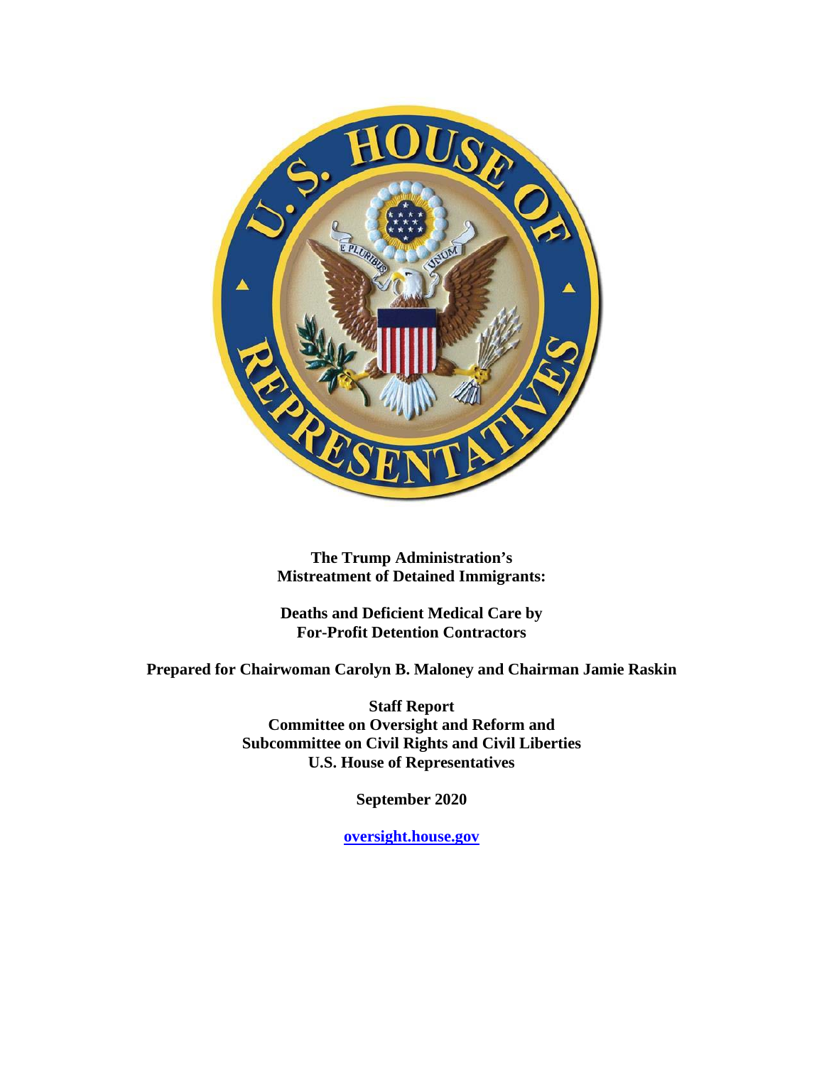# The Trump Administration's Mistreatment of Detained Immigrants:

## Deaths and Deficient Medical Care by For-Profit Detention Contractors

**Prepared for Chairwoman Carolyn B. Maloney and Chairman Jamie Raskin**

**Staff Report**
**Committee on Oversight and Reform and**
**Subcommittee on Civil Rights and Civil Liberties**
**U.S. House of Representatives**

**September 2020**

**oversight.house.gov**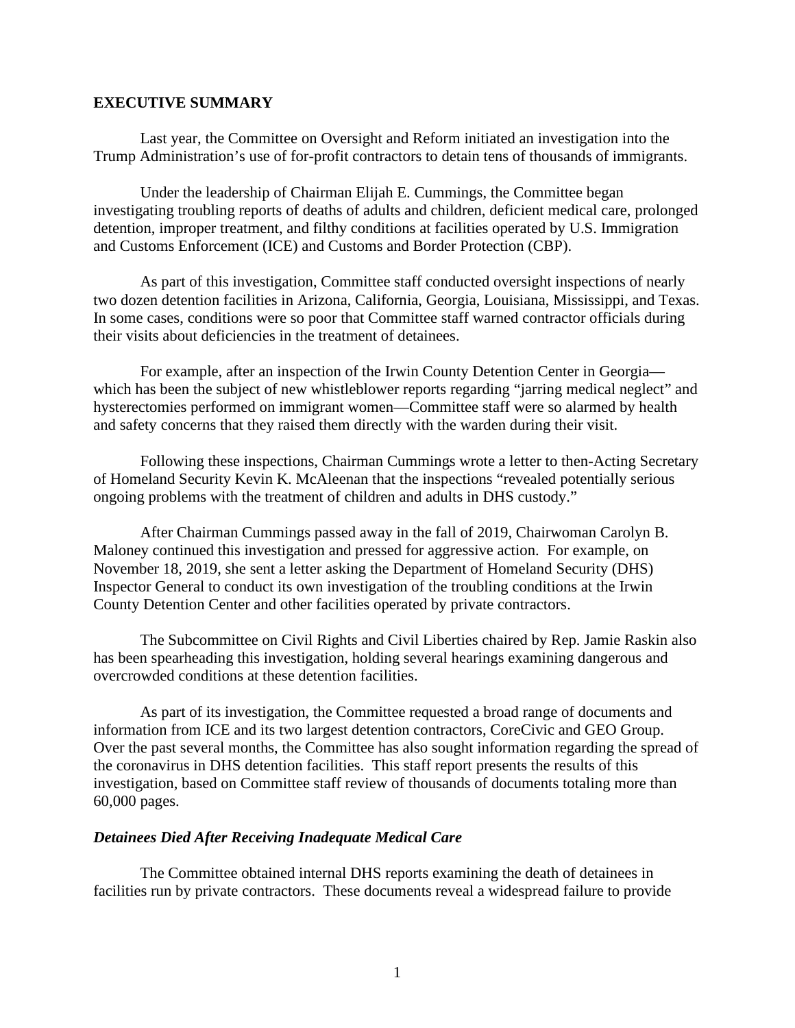## EXECUTIVE SUMMARY

Last year, the Committee on Oversight and Reform initiated an investigation into the Trump Administration's use of for-profit contractors to detain tens of thousands of immigrants.

Under the leadership of Chairman Elijah E. Cummings, the Committee began investigating troubling reports of deaths of adults and children, deficient medical care, prolonged detention, improper treatment, and filthy conditions at facilities operated by U.S. Immigration and Customs Enforcement (ICE) and Customs and Border Protection (CBP).

As part of this investigation, Committee staff conducted oversight inspections of nearly two dozen detention facilities in Arizona, California, Georgia, Louisiana, Mississippi, and Texas. In some cases, conditions were so poor that Committee staff warned contractor officials during their visits about deficiencies in the treatment of detainees.

For example, after an inspection of the Irwin County Detention Center in Georgia—which has been the subject of new whistleblower reports regarding "jarring medical neglect" and hysterectomies performed on immigrant women—Committee staff were so alarmed by health and safety concerns that they raised them directly with the warden during their visit.

Following these inspections, Chairman Cummings wrote a letter to then-Acting Secretary of Homeland Security Kevin K. McAleenan that the inspections "revealed potentially serious ongoing problems with the treatment of children and adults in DHS custody."

After Chairman Cummings passed away in the fall of 2019, Chairwoman Carolyn B. Maloney continued this investigation and pressed for aggressive action. For example, on November 18, 2019, she sent a letter asking the Department of Homeland Security (DHS) Inspector General to conduct its own investigation of the troubling conditions at the Irwin County Detention Center and other facilities operated by private contractors.

The Subcommittee on Civil Rights and Civil Liberties chaired by Rep. Jamie Raskin also has been spearheading this investigation, holding several hearings examining dangerous and overcrowded conditions at these detention facilities.

As part of its investigation, the Committee requested a broad range of documents and information from ICE and its two largest detention contractors, CoreCivic and GEO Group. Over the past several months, the Committee has also sought information regarding the spread of the coronavirus in DHS detention facilities. This staff report presents the results of this investigation, based on Committee staff review of thousands of documents totaling more than 60,000 pages.

### *Detainees Died After Receiving Inadequate Medical Care*

The Committee obtained internal DHS reports examining the death of detainees in facilities run by private contractors. These documents reveal a widespread failure to provide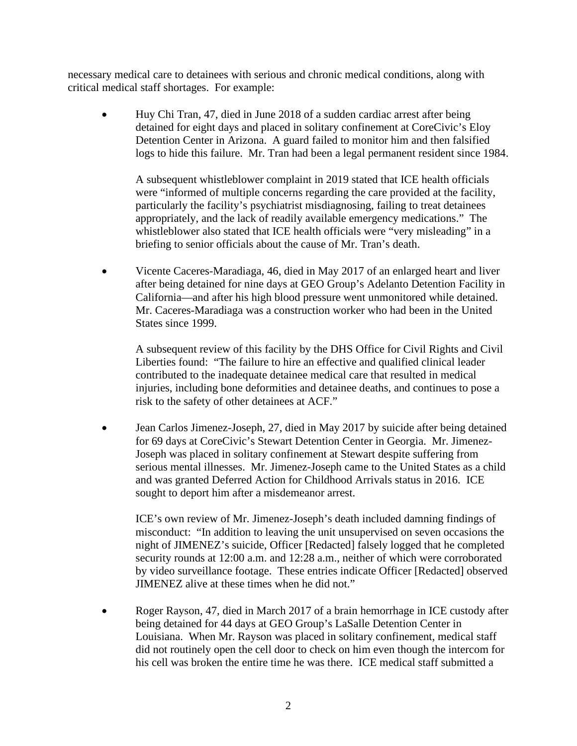necessary medical care to detainees with serious and chronic medical conditions, along with critical medical staff shortages. For example:

- Huy Chi Tran, 47, died in June 2018 of a sudden cardiac arrest after being detained for eight days and placed in solitary confinement at CoreCivic's Eloy Detention Center in Arizona. A guard failed to monitor him and then falsified logs to hide this failure. Mr. Tran had been a legal permanent resident since 1984.

  A subsequent whistleblower complaint in 2019 stated that ICE health officials were "informed of multiple concerns regarding the care provided at the facility, particularly the facility's psychiatrist misdiagnosing, failing to treat detainees appropriately, and the lack of readily available emergency medications." The whistleblower also stated that ICE health officials were "very misleading" in a briefing to senior officials about the cause of Mr. Tran's death.

- Vicente Caceres-Maradiaga, 46, died in May 2017 of an enlarged heart and liver after being detained for nine days at GEO Group's Adelanto Detention Facility in California—and after his high blood pressure went unmonitored while detained. Mr. Caceres-Maradiaga was a construction worker who had been in the United States since 1999.

  A subsequent review of this facility by the DHS Office for Civil Rights and Civil Liberties found: "The failure to hire an effective and qualified clinical leader contributed to the inadequate detainee medical care that resulted in medical injuries, including bone deformities and detainee deaths, and continues to pose a risk to the safety of other detainees at ACF."

- Jean Carlos Jimenez-Joseph, 27, died in May 2017 by suicide after being detained for 69 days at CoreCivic's Stewart Detention Center in Georgia. Mr. Jimenez-Joseph was placed in solitary confinement at Stewart despite suffering from serious mental illnesses. Mr. Jimenez-Joseph came to the United States as a child and was granted Deferred Action for Childhood Arrivals status in 2016. ICE sought to deport him after a misdemeanor arrest.

  ICE's own review of Mr. Jimenez-Joseph's death included damning findings of misconduct: "In addition to leaving the unit unsupervised on seven occasions the night of JIMENEZ's suicide, Officer [Redacted] falsely logged that he completed security rounds at 12:00 a.m. and 12:28 a.m., neither of which were corroborated by video surveillance footage. These entries indicate Officer [Redacted] observed JIMENEZ alive at these times when he did not."

- Roger Rayson, 47, died in March 2017 of a brain hemorrhage in ICE custody after being detained for 44 days at GEO Group's LaSalle Detention Center in Louisiana. When Mr. Rayson was placed in solitary confinement, medical staff did not routinely open the cell door to check on him even though the intercom for his cell was broken the entire time he was there. ICE medical staff submitted a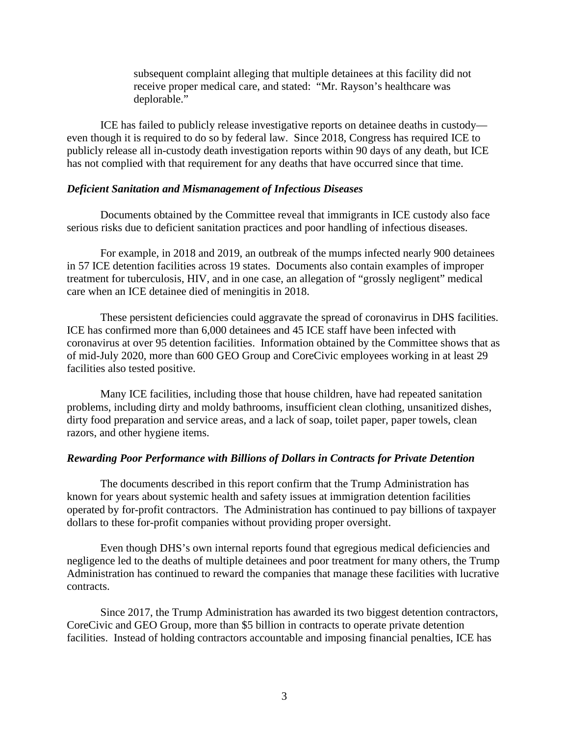> subsequent complaint alleging that multiple detainees at this facility did not receive proper medical care, and stated: "Mr. Rayson's healthcare was deplorable."

ICE has failed to publicly release investigative reports on detainee deaths in custody—even though it is required to do so by federal law. Since 2018, Congress has required ICE to publicly release all in-custody death investigation reports within 90 days of any death, but ICE has not complied with that requirement for any deaths that have occurred since that time.

### *Deficient Sanitation and Mismanagement of Infectious Diseases*

Documents obtained by the Committee reveal that immigrants in ICE custody also face serious risks due to deficient sanitation practices and poor handling of infectious diseases.

For example, in 2018 and 2019, an outbreak of the mumps infected nearly 900 detainees in 57 ICE detention facilities across 19 states. Documents also contain examples of improper treatment for tuberculosis, HIV, and in one case, an allegation of "grossly negligent" medical care when an ICE detainee died of meningitis in 2018.

These persistent deficiencies could aggravate the spread of coronavirus in DHS facilities. ICE has confirmed more than 6,000 detainees and 45 ICE staff have been infected with coronavirus at over 95 detention facilities. Information obtained by the Committee shows that as of mid-July 2020, more than 600 GEO Group and CoreCivic employees working in at least 29 facilities also tested positive.

Many ICE facilities, including those that house children, have had repeated sanitation problems, including dirty and moldy bathrooms, insufficient clean clothing, unsanitized dishes, dirty food preparation and service areas, and a lack of soap, toilet paper, paper towels, clean razors, and other hygiene items.

### *Rewarding Poor Performance with Billions of Dollars in Contracts for Private Detention*

The documents described in this report confirm that the Trump Administration has known for years about systemic health and safety issues at immigration detention facilities operated by for-profit contractors. The Administration has continued to pay billions of taxpayer dollars to these for-profit companies without providing proper oversight.

Even though DHS's own internal reports found that egregious medical deficiencies and negligence led to the deaths of multiple detainees and poor treatment for many others, the Trump Administration has continued to reward the companies that manage these facilities with lucrative contracts.

Since 2017, the Trump Administration has awarded its two biggest detention contractors, CoreCivic and GEO Group, more than $5 billion in contracts to operate private detention facilities. Instead of holding contractors accountable and imposing financial penalties, ICE has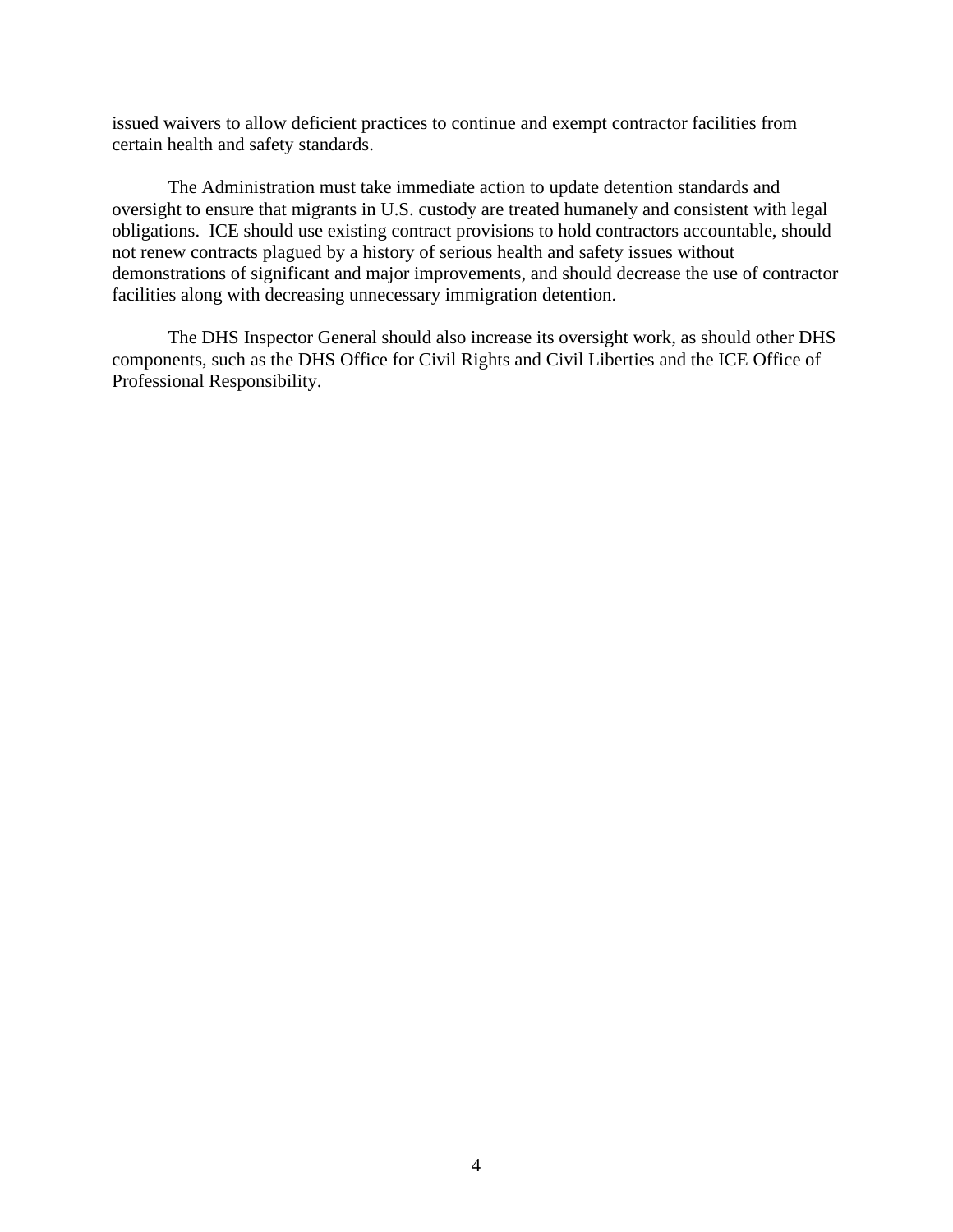issued waivers to allow deficient practices to continue and exempt contractor facilities from certain health and safety standards.

The Administration must take immediate action to update detention standards and oversight to ensure that migrants in U.S. custody are treated humanely and consistent with legal obligations. ICE should use existing contract provisions to hold contractors accountable, should not renew contracts plagued by a history of serious health and safety issues without demonstrations of significant and major improvements, and should decrease the use of contractor facilities along with decreasing unnecessary immigration detention.

The DHS Inspector General should also increase its oversight work, as should other DHS components, such as the DHS Office for Civil Rights and Civil Liberties and the ICE Office of Professional Responsibility.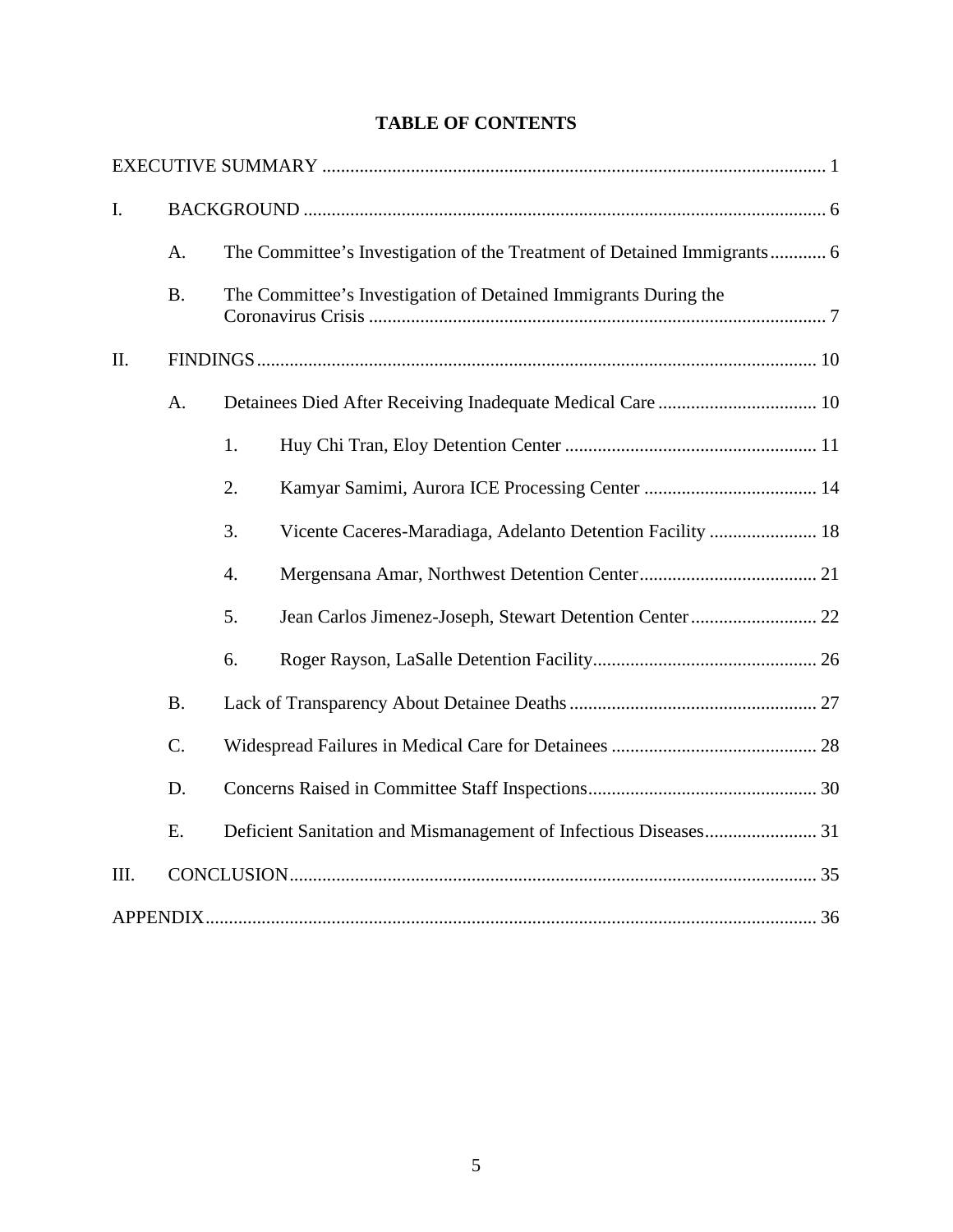# TABLE OF CONTENTS

EXECUTIVE SUMMARY ........................................................................................................... 1

I. BACKGROUND ............................................................................................................... 6

- A. The Committee's Investigation of the Treatment of Detained Immigrants ............ 6
- B. The Committee's Investigation of Detained Immigrants During the Coronavirus Crisis .................................................................................................. 7

II. FINDINGS ....................................................................................................................... 10

- A. Detainees Died After Receiving Inadequate Medical Care .................................. 10
  - 1. Huy Chi Tran, Eloy Detention Center ...................................................... 11
  - 2. Kamyar Samimi, Aurora ICE Processing Center ..................................... 14
  - 3. Vicente Caceres-Maradiaga, Adelanto Detention Facility ....................... 18
  - 4. Mergensana Amar, Northwest Detention Center ...................................... 21
  - 5. Jean Carlos Jimenez-Joseph, Stewart Detention Center ........................... 22
  - 6. Roger Rayson, LaSalle Detention Facility ................................................ 26
- B. Lack of Transparency About Detainee Deaths ..................................................... 27
- C. Widespread Failures in Medical Care for Detainees ............................................ 28
- D. Concerns Raised in Committee Staff Inspections ................................................. 30
- E. Deficient Sanitation and Mismanagement of Infectious Diseases ........................ 31

III. CONCLUSION ................................................................................................................ 35

APPENDIX ................................................................................................................................ 36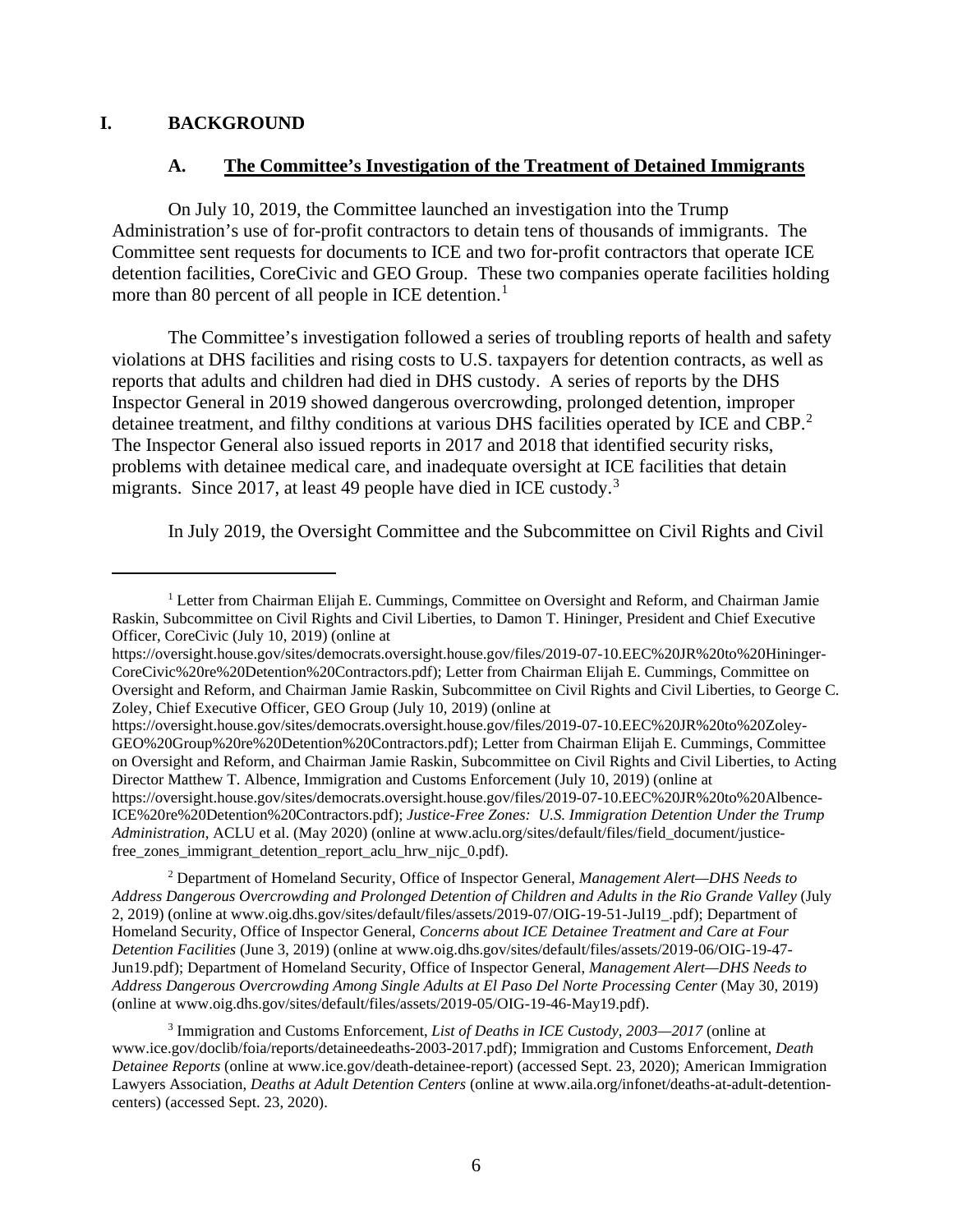## I. BACKGROUND

### A. The Committee's Investigation of the Treatment of Detained Immigrants

On July 10, 2019, the Committee launched an investigation into the Trump Administration's use of for-profit contractors to detain tens of thousands of immigrants. The Committee sent requests for documents to ICE and two for-profit contractors that operate ICE detention facilities, CoreCivic and GEO Group. These two companies operate facilities holding more than 80 percent of all people in ICE detention.[1]

The Committee's investigation followed a series of troubling reports of health and safety violations at DHS facilities and rising costs to U.S. taxpayers for detention contracts, as well as reports that adults and children had died in DHS custody. A series of reports by the DHS Inspector General in 2019 showed dangerous overcrowding, prolonged detention, improper detainee treatment, and filthy conditions at various DHS facilities operated by ICE and CBP.[2] The Inspector General also issued reports in 2017 and 2018 that identified security risks, problems with detainee medical care, and inadequate oversight at ICE facilities that detain migrants. Since 2017, at least 49 people have died in ICE custody.[3]

In July 2019, the Oversight Committee and the Subcommittee on Civil Rights and Civil

---

[1] Letter from Chairman Elijah E. Cummings, Committee on Oversight and Reform, and Chairman Jamie Raskin, Subcommittee on Civil Rights and Civil Liberties, to Damon T. Hininger, President and Chief Executive Officer, CoreCivic (July 10, 2019) (online at https://oversight.house.gov/sites/democrats.oversight.house.gov/files/2019-07-10.EEC%20JR%20to%20Hininger-CoreCivic%20re%20Detention%20Contractors.pdf); Letter from Chairman Elijah E. Cummings, Committee on Oversight and Reform, and Chairman Jamie Raskin, Subcommittee on Civil Rights and Civil Liberties, to George C. Zoley, Chief Executive Officer, GEO Group (July 10, 2019) (online at https://oversight.house.gov/sites/democrats.oversight.house.gov/files/2019-07-10.EEC%20JR%20to%20Zoley-GEO%20Group%20re%20Detention%20Contractors.pdf); Letter from Chairman Elijah E. Cummings, Committee on Oversight and Reform, and Chairman Jamie Raskin, Subcommittee on Civil Rights and Civil Liberties, to Acting Director Matthew T. Albence, Immigration and Customs Enforcement (July 10, 2019) (online at https://oversight.house.gov/sites/democrats.oversight.house.gov/files/2019-07-10.EEC%20JR%20to%20Albence-ICE%20re%20Detention%20Contractors.pdf); *Justice-Free Zones: U.S. Immigration Detention Under the Trump Administration*, ACLU et al. (May 2020) (online at www.aclu.org/sites/default/files/field_document/justice-free_zones_immigrant_detention_report_aclu_hrw_nijc_0.pdf).

[2] Department of Homeland Security, Office of Inspector General, *Management Alert—DHS Needs to Address Dangerous Overcrowding and Prolonged Detention of Children and Adults in the Rio Grande Valley* (July 2, 2019) (online at www.oig.dhs.gov/sites/default/files/assets/2019-07/OIG-19-51-Jul19_.pdf); Department of Homeland Security, Office of Inspector General, *Concerns about ICE Detainee Treatment and Care at Four Detention Facilities* (June 3, 2019) (online at www.oig.dhs.gov/sites/default/files/assets/2019-06/OIG-19-47-Jun19.pdf); Department of Homeland Security, Office of Inspector General, *Management Alert—DHS Needs to Address Dangerous Overcrowding Among Single Adults at El Paso Del Norte Processing Center* (May 30, 2019) (online at www.oig.dhs.gov/sites/default/files/assets/2019-05/OIG-19-46-May19.pdf).

[3] Immigration and Customs Enforcement, *List of Deaths in ICE Custody, 2003—2017* (online at www.ice.gov/doclib/foia/reports/detaineedeaths-2003-2017.pdf); Immigration and Customs Enforcement, *Death Detainee Reports* (online at www.ice.gov/death-detainee-report) (accessed Sept. 23, 2020); American Immigration Lawyers Association, *Deaths at Adult Detention Centers* (online at www.aila.org/infonet/deaths-at-adult-detention-centers) (accessed Sept. 23, 2020).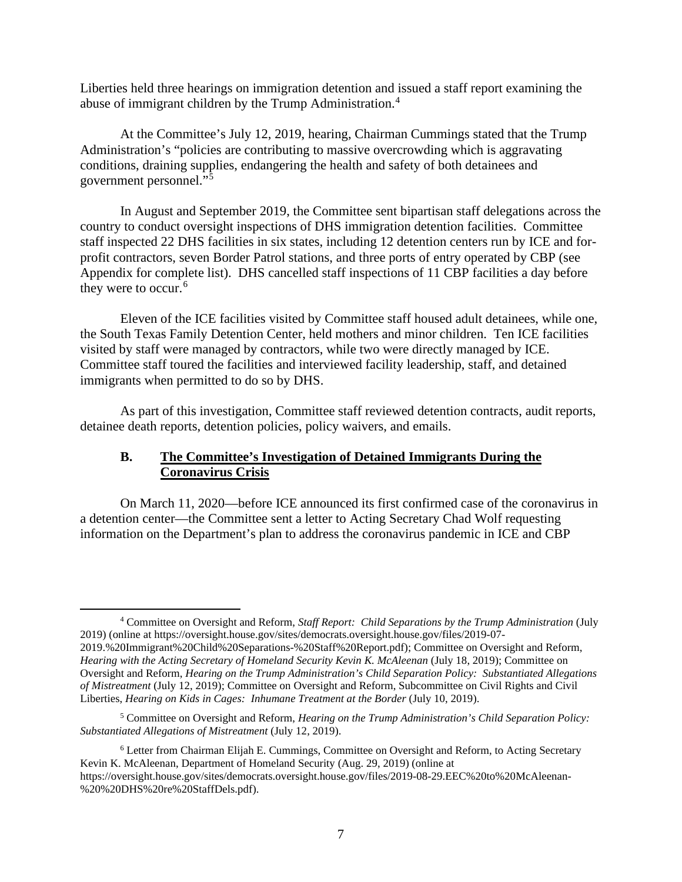Liberties held three hearings on immigration detention and issued a staff report examining the abuse of immigrant children by the Trump Administration.[4]

At the Committee's July 12, 2019, hearing, Chairman Cummings stated that the Trump Administration's "policies are contributing to massive overcrowding which is aggravating conditions, draining supplies, endangering the health and safety of both detainees and government personnel."[5]

In August and September 2019, the Committee sent bipartisan staff delegations across the country to conduct oversight inspections of DHS immigration detention facilities. Committee staff inspected 22 DHS facilities in six states, including 12 detention centers run by ICE and for-profit contractors, seven Border Patrol stations, and three ports of entry operated by CBP (see Appendix for complete list). DHS cancelled staff inspections of 11 CBP facilities a day before they were to occur.[6]

Eleven of the ICE facilities visited by Committee staff housed adult detainees, while one, the South Texas Family Detention Center, held mothers and minor children. Ten ICE facilities visited by staff were managed by contractors, while two were directly managed by ICE. Committee staff toured the facilities and interviewed facility leadership, staff, and detained immigrants when permitted to do so by DHS.

As part of this investigation, Committee staff reviewed detention contracts, audit reports, detainee death reports, detention policies, policy waivers, and emails.

### B. <u>The Committee's Investigation of Detained Immigrants During the Coronavirus Crisis</u>

On March 11, 2020—before ICE announced its first confirmed case of the coronavirus in a detention center—the Committee sent a letter to Acting Secretary Chad Wolf requesting information on the Department's plan to address the coronavirus pandemic in ICE and CBP

---

[4] Committee on Oversight and Reform, *Staff Report: Child Separations by the Trump Administration* (July 2019) (online at https://oversight.house.gov/sites/democrats.oversight.house.gov/files/2019-07-2019.%20Immigrant%20Child%20Separations-%20Staff%20Report.pdf); Committee on Oversight and Reform, *Hearing with the Acting Secretary of Homeland Security Kevin K. McAleenan* (July 18, 2019); Committee on Oversight and Reform, *Hearing on the Trump Administration's Child Separation Policy: Substantiated Allegations of Mistreatment* (July 12, 2019); Committee on Oversight and Reform, Subcommittee on Civil Rights and Civil Liberties, *Hearing on Kids in Cages: Inhumane Treatment at the Border* (July 10, 2019).

[5] Committee on Oversight and Reform, *Hearing on the Trump Administration's Child Separation Policy: Substantiated Allegations of Mistreatment* (July 12, 2019).

[6] Letter from Chairman Elijah E. Cummings, Committee on Oversight and Reform, to Acting Secretary Kevin K. McAleenan, Department of Homeland Security (Aug. 29, 2019) (online at https://oversight.house.gov/sites/democrats.oversight.house.gov/files/2019-08-29.EEC%20to%20McAleenan-%20%20DHS%20re%20StaffDels.pdf).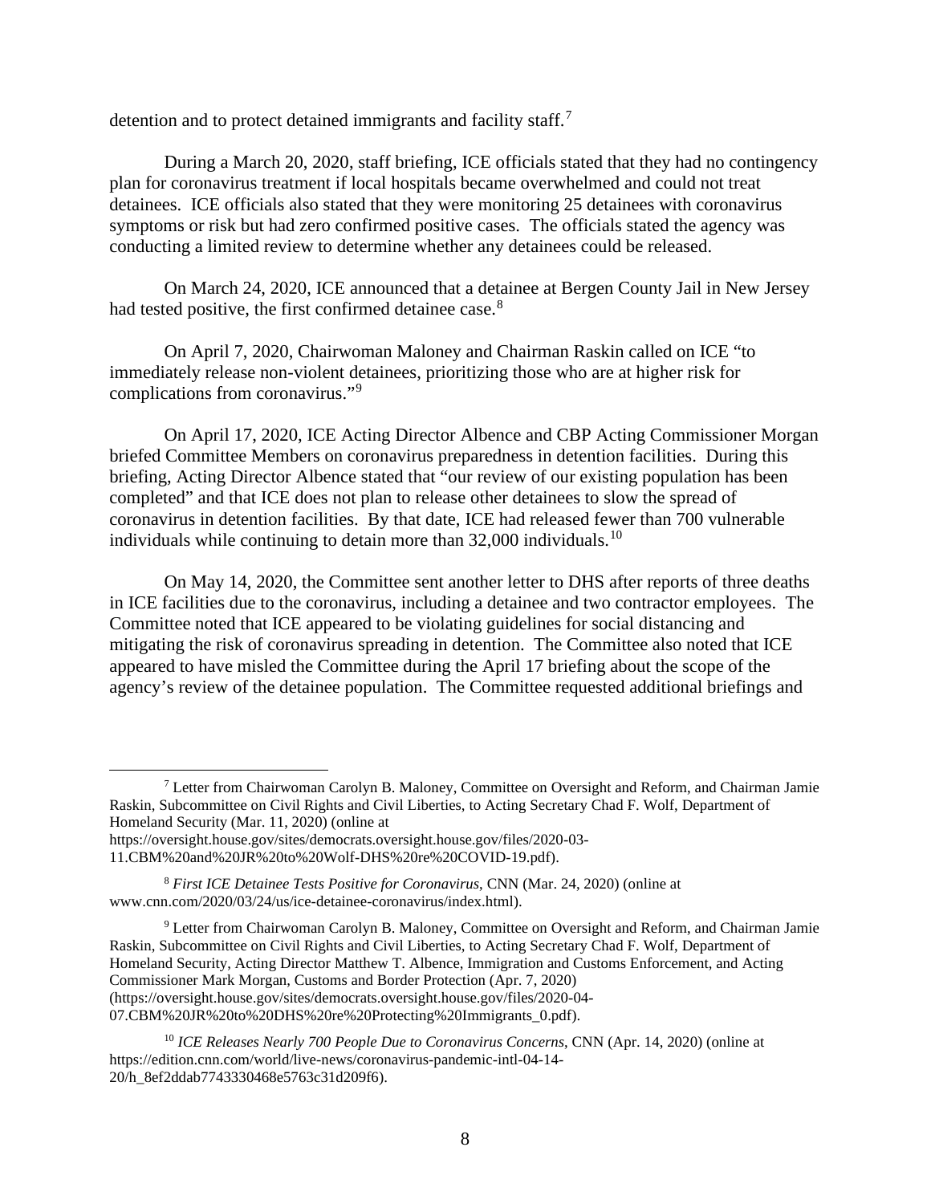detention and to protect detained immigrants and facility staff.[7]

During a March 20, 2020, staff briefing, ICE officials stated that they had no contingency plan for coronavirus treatment if local hospitals became overwhelmed and could not treat detainees. ICE officials also stated that they were monitoring 25 detainees with coronavirus symptoms or risk but had zero confirmed positive cases. The officials stated the agency was conducting a limited review to determine whether any detainees could be released.

On March 24, 2020, ICE announced that a detainee at Bergen County Jail in New Jersey had tested positive, the first confirmed detainee case.[8]

On April 7, 2020, Chairwoman Maloney and Chairman Raskin called on ICE "to immediately release non-violent detainees, prioritizing those who are at higher risk for complications from coronavirus."[9]

On April 17, 2020, ICE Acting Director Albence and CBP Acting Commissioner Morgan briefed Committee Members on coronavirus preparedness in detention facilities. During this briefing, Acting Director Albence stated that "our review of our existing population has been completed" and that ICE does not plan to release other detainees to slow the spread of coronavirus in detention facilities. By that date, ICE had released fewer than 700 vulnerable individuals while continuing to detain more than 32,000 individuals.[10]

On May 14, 2020, the Committee sent another letter to DHS after reports of three deaths in ICE facilities due to the coronavirus, including a detainee and two contractor employees. The Committee noted that ICE appeared to be violating guidelines for social distancing and mitigating the risk of coronavirus spreading in detention. The Committee also noted that ICE appeared to have misled the Committee during the April 17 briefing about the scope of the agency's review of the detainee population. The Committee requested additional briefings and

---

[7] Letter from Chairwoman Carolyn B. Maloney, Committee on Oversight and Reform, and Chairman Jamie Raskin, Subcommittee on Civil Rights and Civil Liberties, to Acting Secretary Chad F. Wolf, Department of Homeland Security (Mar. 11, 2020) (online at https://oversight.house.gov/sites/democrats.oversight.house.gov/files/2020-03-11.CBM%20and%20JR%20to%20Wolf-DHS%20re%20COVID-19.pdf).

[8] *First ICE Detainee Tests Positive for Coronavirus*, CNN (Mar. 24, 2020) (online at www.cnn.com/2020/03/24/us/ice-detainee-coronavirus/index.html).

[9] Letter from Chairwoman Carolyn B. Maloney, Committee on Oversight and Reform, and Chairman Jamie Raskin, Subcommittee on Civil Rights and Civil Liberties, to Acting Secretary Chad F. Wolf, Department of Homeland Security, Acting Director Matthew T. Albence, Immigration and Customs Enforcement, and Acting Commissioner Mark Morgan, Customs and Border Protection (Apr. 7, 2020) (https://oversight.house.gov/sites/democrats.oversight.house.gov/files/2020-04-07.CBM%20JR%20to%20DHS%20re%20Protecting%20Immigrants_0.pdf).

[10] *ICE Releases Nearly 700 People Due to Coronavirus Concerns*, CNN (Apr. 14, 2020) (online at https://edition.cnn.com/world/live-news/coronavirus-pandemic-intl-04-14-20/h_8ef2ddab7743330468e5763c31d209f6).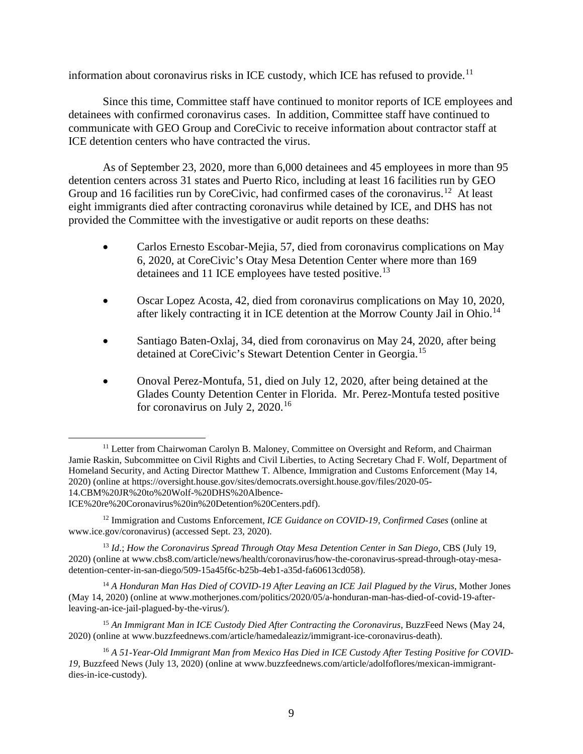information about coronavirus risks in ICE custody, which ICE has refused to provide.[11]

Since this time, Committee staff have continued to monitor reports of ICE employees and detainees with confirmed coronavirus cases. In addition, Committee staff have continued to communicate with GEO Group and CoreCivic to receive information about contractor staff at ICE detention centers who have contracted the virus.

As of September 23, 2020, more than 6,000 detainees and 45 employees in more than 95 detention centers across 31 states and Puerto Rico, including at least 16 facilities run by GEO Group and 16 facilities run by CoreCivic, had confirmed cases of the coronavirus.[12] At least eight immigrants died after contracting coronavirus while detained by ICE, and DHS has not provided the Committee with the investigative or audit reports on these deaths:

- Carlos Ernesto Escobar-Mejia, 57, died from coronavirus complications on May 6, 2020, at CoreCivic's Otay Mesa Detention Center where more than 169 detainees and 11 ICE employees have tested positive.[13]

- Oscar Lopez Acosta, 42, died from coronavirus complications on May 10, 2020, after likely contracting it in ICE detention at the Morrow County Jail in Ohio.[14]

- Santiago Baten-Oxlaj, 34, died from coronavirus on May 24, 2020, after being detained at CoreCivic's Stewart Detention Center in Georgia.[15]

- Onoval Perez-Montufa, 51, died on July 12, 2020, after being detained at the Glades County Detention Center in Florida. Mr. Perez-Montufa tested positive for coronavirus on July 2, 2020.[16]

---

[11] Letter from Chairwoman Carolyn B. Maloney, Committee on Oversight and Reform, and Chairman Jamie Raskin, Subcommittee on Civil Rights and Civil Liberties, to Acting Secretary Chad F. Wolf, Department of Homeland Security, and Acting Director Matthew T. Albence, Immigration and Customs Enforcement (May 14, 2020) (online at https://oversight.house.gov/sites/democrats.oversight.house.gov/files/2020-05-14.CBM%20JR%20to%20Wolf-%20DHS%20Albence-ICE%20re%20Coronavirus%20in%20Detention%20Centers.pdf).

[12] Immigration and Customs Enforcement, *ICE Guidance on COVID-19, Confirmed Cases* (online at www.ice.gov/coronavirus) (accessed Sept. 23, 2020).

[13] *Id*.; *How the Coronavirus Spread Through Otay Mesa Detention Center in San Diego*, CBS (July 19, 2020) (online at www.cbs8.com/article/news/health/coronavirus/how-the-coronavirus-spread-through-otay-mesa-detention-center-in-san-diego/509-15a45f6c-b25b-4eb1-a35d-fa60613cd058).

[14] *A Honduran Man Has Died of COVID-19 After Leaving an ICE Jail Plagued by the Virus*, Mother Jones (May 14, 2020) (online at www.motherjones.com/politics/2020/05/a-honduran-man-has-died-of-covid-19-after-leaving-an-ice-jail-plagued-by-the-virus/).

[15] *An Immigrant Man in ICE Custody Died After Contracting the Coronavirus*, BuzzFeed News (May 24, 2020) (online at www.buzzfeednews.com/article/hamedaleaziz/immigrant-ice-coronavirus-death).

[16] *A 51-Year-Old Immigrant Man from Mexico Has Died in ICE Custody After Testing Positive for COVID-19*, Buzzfeed News (July 13, 2020) (online at www.buzzfeednews.com/article/adolfoflores/mexican-immigrant-dies-in-ice-custody).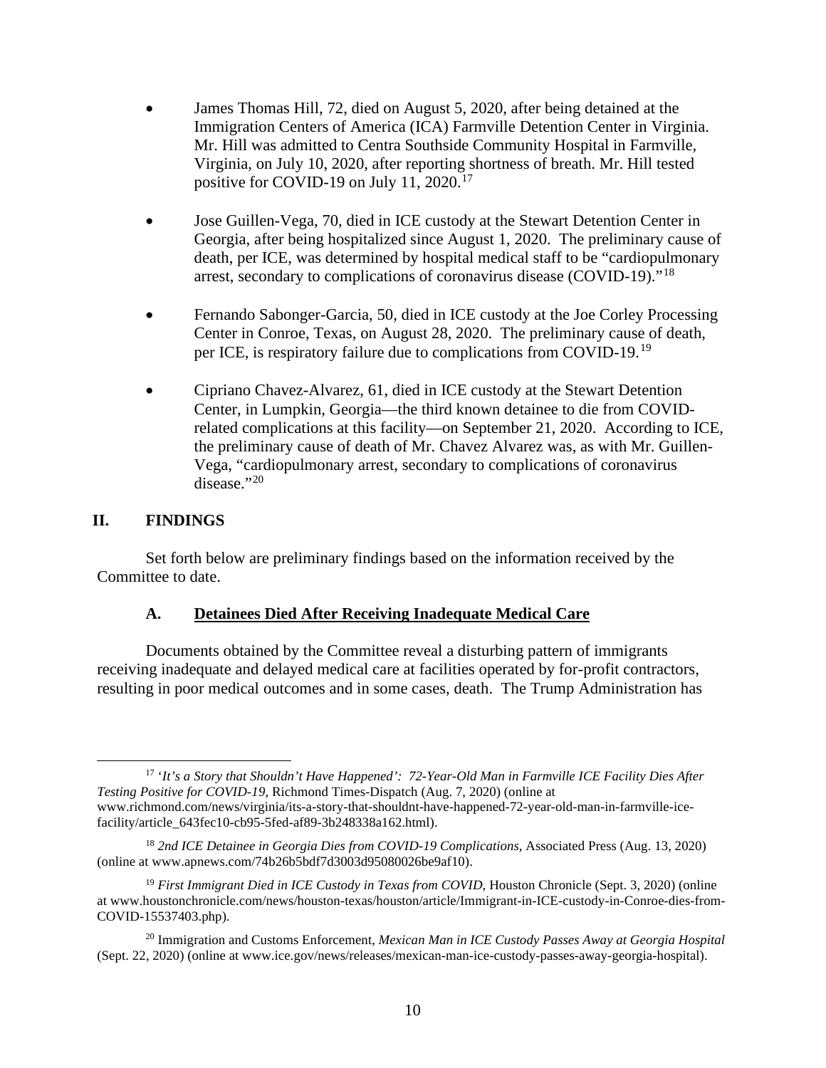- James Thomas Hill, 72, died on August 5, 2020, after being detained at the Immigration Centers of America (ICA) Farmville Detention Center in Virginia. Mr. Hill was admitted to Centra Southside Community Hospital in Farmville, Virginia, on July 10, 2020, after reporting shortness of breath. Mr. Hill tested positive for COVID-19 on July 11, 2020.[17]

- Jose Guillen-Vega, 70, died in ICE custody at the Stewart Detention Center in Georgia, after being hospitalized since August 1, 2020. The preliminary cause of death, per ICE, was determined by hospital medical staff to be "cardiopulmonary arrest, secondary to complications of coronavirus disease (COVID-19)."[18]

- Fernando Sabonger-Garcia, 50, died in ICE custody at the Joe Corley Processing Center in Conroe, Texas, on August 28, 2020. The preliminary cause of death, per ICE, is respiratory failure due to complications from COVID-19.[19]

- Cipriano Chavez-Alvarez, 61, died in ICE custody at the Stewart Detention Center, in Lumpkin, Georgia—the third known detainee to die from COVID-related complications at this facility—on September 21, 2020. According to ICE, the preliminary cause of death of Mr. Chavez Alvarez was, as with Mr. Guillen-Vega, "cardiopulmonary arrest, secondary to complications of coronavirus disease."[20]

## II. FINDINGS

Set forth below are preliminary findings based on the information received by the Committee to date.

### A. Detainees Died After Receiving Inadequate Medical Care

Documents obtained by the Committee reveal a disturbing pattern of immigrants receiving inadequate and delayed medical care at facilities operated by for-profit contractors, resulting in poor medical outcomes and in some cases, death. The Trump Administration has

---

[17] *'It's a Story that Shouldn't Have Happened': 72-Year-Old Man in Farmville ICE Facility Dies After Testing Positive for COVID-19*, Richmond Times-Dispatch (Aug. 7, 2020) (online at www.richmond.com/news/virginia/its-a-story-that-shouldnt-have-happened-72-year-old-man-in-farmville-ice-facility/article_643fec10-cb95-5fed-af89-3b248338a162.html).

[18] *2nd ICE Detainee in Georgia Dies from COVID-19 Complications*, Associated Press (Aug. 13, 2020) (online at www.apnews.com/74b26b5bdf7d3003d95080026be9af10).

[19] *First Immigrant Died in ICE Custody in Texas from COVID*, Houston Chronicle (Sept. 3, 2020) (online at www.houstonchronicle.com/news/houston-texas/houston/article/Immigrant-in-ICE-custody-in-Conroe-dies-from-COVID-15537403.php).

[20] Immigration and Customs Enforcement, *Mexican Man in ICE Custody Passes Away at Georgia Hospital* (Sept. 22, 2020) (online at www.ice.gov/news/releases/mexican-man-ice-custody-passes-away-georgia-hospital).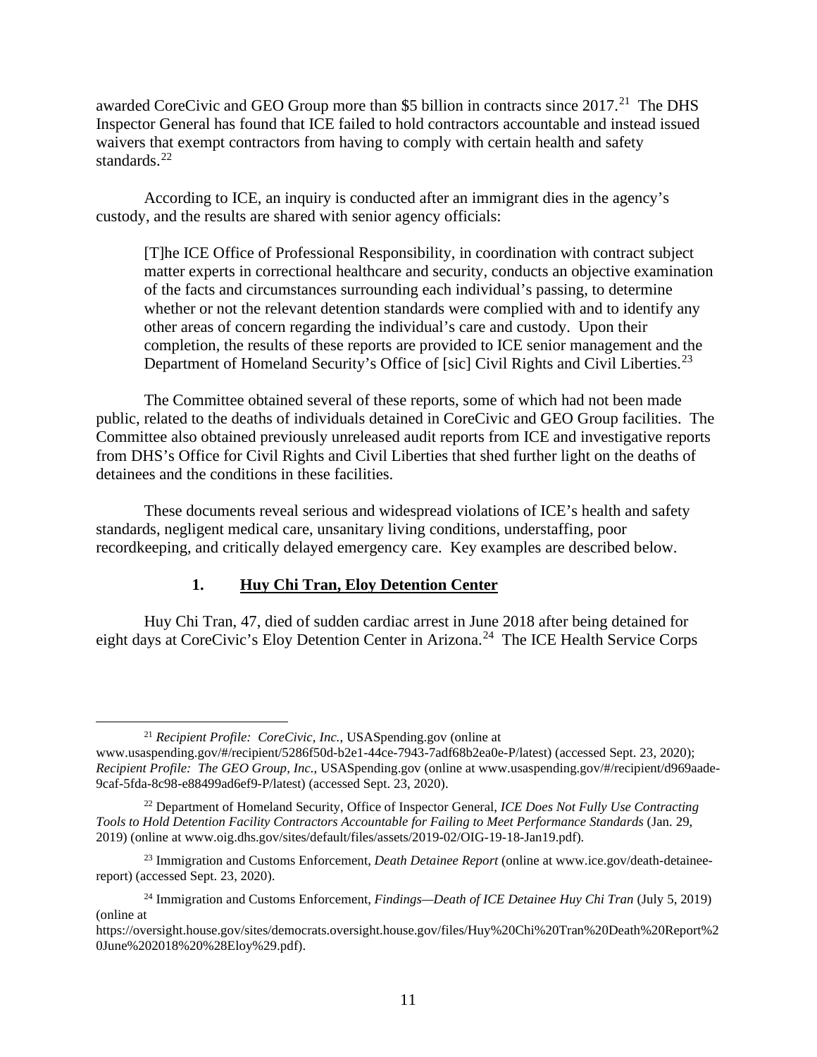awarded CoreCivic and GEO Group more than $5 billion in contracts since 2017.[21] The DHS Inspector General has found that ICE failed to hold contractors accountable and instead issued waivers that exempt contractors from having to comply with certain health and safety standards.[22]

According to ICE, an inquiry is conducted after an immigrant dies in the agency's custody, and the results are shared with senior agency officials:

> [T]he ICE Office of Professional Responsibility, in coordination with contract subject matter experts in correctional healthcare and security, conducts an objective examination of the facts and circumstances surrounding each individual's passing, to determine whether or not the relevant detention standards were complied with and to identify any other areas of concern regarding the individual's care and custody. Upon their completion, the results of these reports are provided to ICE senior management and the Department of Homeland Security's Office of [sic] Civil Rights and Civil Liberties.[23]

The Committee obtained several of these reports, some of which had not been made public, related to the deaths of individuals detained in CoreCivic and GEO Group facilities. The Committee also obtained previously unreleased audit reports from ICE and investigative reports from DHS's Office for Civil Rights and Civil Liberties that shed further light on the deaths of detainees and the conditions in these facilities.

These documents reveal serious and widespread violations of ICE's health and safety standards, negligent medical care, unsanitary living conditions, understaffing, poor recordkeeping, and critically delayed emergency care. Key examples are described below.

### 1. Huy Chi Tran, Eloy Detention Center

Huy Chi Tran, 47, died of sudden cardiac arrest in June 2018 after being detained for eight days at CoreCivic's Eloy Detention Center in Arizona.[24] The ICE Health Service Corps

---

[21] *Recipient Profile: CoreCivic, Inc.*, USASpending.gov (online at www.usaspending.gov/#/recipient/5286f50d-b2e1-44ce-7943-7adf68b2ea0e-P/latest) (accessed Sept. 23, 2020); *Recipient Profile: The GEO Group, Inc.*, USASpending.gov (online at www.usaspending.gov/#/recipient/d969aade-9caf-5fda-8c98-e88499ad6ef9-P/latest) (accessed Sept. 23, 2020).

[22] Department of Homeland Security, Office of Inspector General, *ICE Does Not Fully Use Contracting Tools to Hold Detention Facility Contractors Accountable for Failing to Meet Performance Standards* (Jan. 29, 2019) (online at www.oig.dhs.gov/sites/default/files/assets/2019-02/OIG-19-18-Jan19.pdf).

[23] Immigration and Customs Enforcement, *Death Detainee Report* (online at www.ice.gov/death-detainee-report) (accessed Sept. 23, 2020).

[24] Immigration and Customs Enforcement, *Findings—Death of ICE Detainee Huy Chi Tran* (July 5, 2019) (online at https://oversight.house.gov/sites/democrats.oversight.house.gov/files/Huy%20Chi%20Tran%20Death%20Report%20June%202018%20%28Eloy%29.pdf).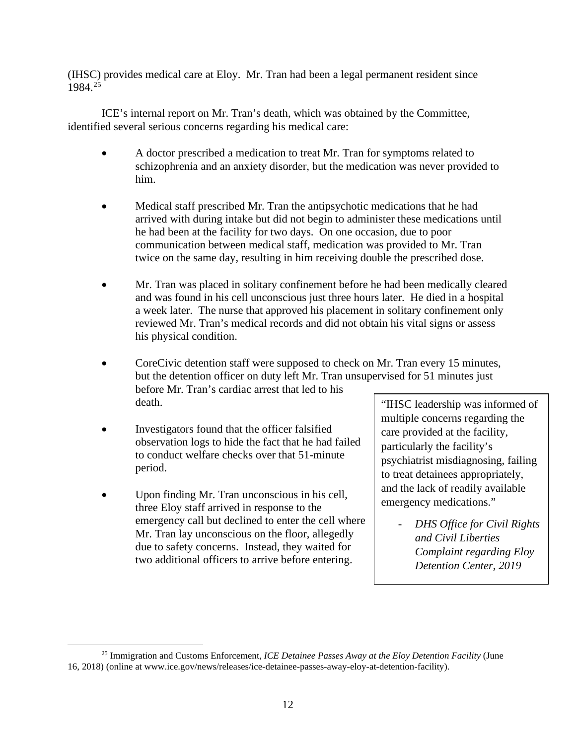(IHSC) provides medical care at Eloy. Mr. Tran had been a legal permanent resident since 1984.[25]

ICE's internal report on Mr. Tran's death, which was obtained by the Committee, identified several serious concerns regarding his medical care:

- A doctor prescribed a medication to treat Mr. Tran for symptoms related to schizophrenia and an anxiety disorder, but the medication was never provided to him.
- Medical staff prescribed Mr. Tran the antipsychotic medications that he had arrived with during intake but did not begin to administer these medications until he had been at the facility for two days. On one occasion, due to poor communication between medical staff, medication was provided to Mr. Tran twice on the same day, resulting in him receiving double the prescribed dose.
- Mr. Tran was placed in solitary confinement before he had been medically cleared and was found in his cell unconscious just three hours later. He died in a hospital a week later. The nurse that approved his placement in solitary confinement only reviewed Mr. Tran's medical records and did not obtain his vital signs or assess his physical condition.
- CoreCivic detention staff were supposed to check on Mr. Tran every 15 minutes, but the detention officer on duty left Mr. Tran unsupervised for 51 minutes just before Mr. Tran's cardiac arrest that led to his death.
- Investigators found that the officer falsified observation logs to hide the fact that he had failed to conduct welfare checks over that 51-minute period.
- Upon finding Mr. Tran unconscious in his cell, three Eloy staff arrived in response to the emergency call but declined to enter the cell where Mr. Tran lay unconscious on the floor, allegedly due to safety concerns. Instead, they waited for two additional officers to arrive before entering.

> "IHSC leadership was informed of multiple concerns regarding the care provided at the facility, particularly the facility's psychiatrist misdiagnosing, failing to treat detainees appropriately, and the lack of readily available emergency medications."
>
> - *DHS Office for Civil Rights and Civil Liberties Complaint regarding Eloy Detention Center, 2019*

[25] Immigration and Customs Enforcement, *ICE Detainee Passes Away at the Eloy Detention Facility* (June 16, 2018) (online at www.ice.gov/news/releases/ice-detainee-passes-away-eloy-at-detention-facility).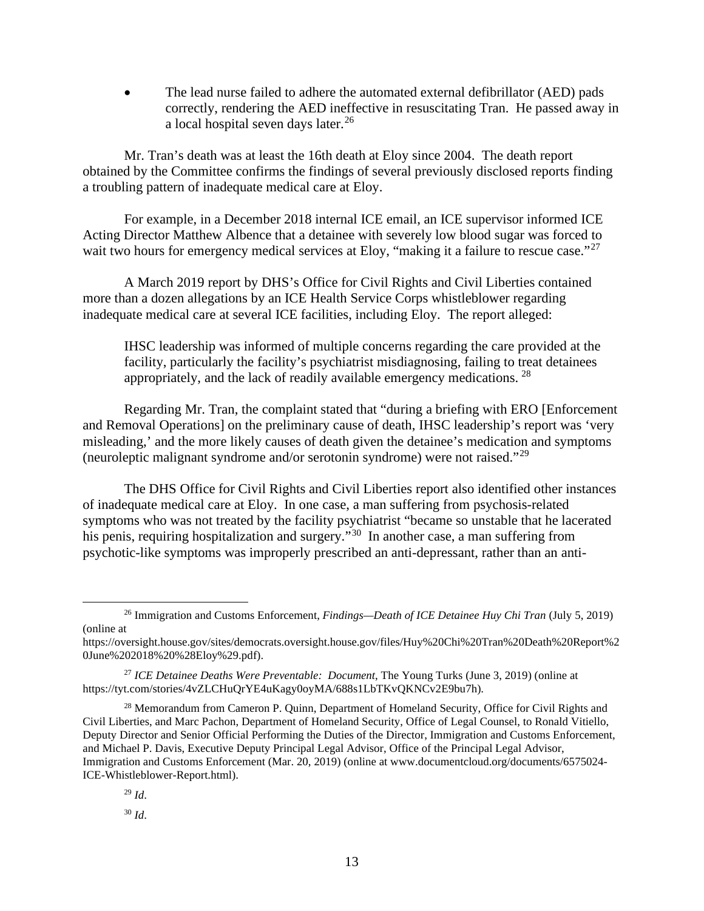- The lead nurse failed to adhere the automated external defibrillator (AED) pads correctly, rendering the AED ineffective in resuscitating Tran. He passed away in a local hospital seven days later.[26]

Mr. Tran's death was at least the 16th death at Eloy since 2004. The death report obtained by the Committee confirms the findings of several previously disclosed reports finding a troubling pattern of inadequate medical care at Eloy.

For example, in a December 2018 internal ICE email, an ICE supervisor informed ICE Acting Director Matthew Albence that a detainee with severely low blood sugar was forced to wait two hours for emergency medical services at Eloy, "making it a failure to rescue case."[27]

A March 2019 report by DHS's Office for Civil Rights and Civil Liberties contained more than a dozen allegations by an ICE Health Service Corps whistleblower regarding inadequate medical care at several ICE facilities, including Eloy. The report alleged:

> IHSC leadership was informed of multiple concerns regarding the care provided at the facility, particularly the facility's psychiatrist misdiagnosing, failing to treat detainees appropriately, and the lack of readily available emergency medications. [28]

Regarding Mr. Tran, the complaint stated that "during a briefing with ERO [Enforcement and Removal Operations] on the preliminary cause of death, IHSC leadership's report was 'very misleading,' and the more likely causes of death given the detainee's medication and symptoms (neuroleptic malignant syndrome and/or serotonin syndrome) were not raised."[29]

The DHS Office for Civil Rights and Civil Liberties report also identified other instances of inadequate medical care at Eloy. In one case, a man suffering from psychosis-related symptoms who was not treated by the facility psychiatrist "became so unstable that he lacerated his penis, requiring hospitalization and surgery."[30] In another case, a man suffering from psychotic-like symptoms was improperly prescribed an anti-depressant, rather than an anti-

---

[26] Immigration and Customs Enforcement, *Findings—Death of ICE Detainee Huy Chi Tran* (July 5, 2019) (online at https://oversight.house.gov/sites/democrats.oversight.house.gov/files/Huy%20Chi%20Tran%20Death%20Report%20June%202018%20%28Eloy%29.pdf).

[27] *ICE Detainee Deaths Were Preventable: Document*, The Young Turks (June 3, 2019) (online at https://tyt.com/stories/4vZLCHuQrYE4uKagy0oyMA/688s1LbTKvQKNCv2E9bu7h).

[28] Memorandum from Cameron P. Quinn, Department of Homeland Security, Office for Civil Rights and Civil Liberties, and Marc Pachon, Department of Homeland Security, Office of Legal Counsel, to Ronald Vitiello, Deputy Director and Senior Official Performing the Duties of the Director, Immigration and Customs Enforcement, and Michael P. Davis, Executive Deputy Principal Legal Advisor, Office of the Principal Legal Advisor, Immigration and Customs Enforcement (Mar. 20, 2019) (online at www.documentcloud.org/documents/6575024-ICE-Whistleblower-Report.html).

[29] *Id*.

[30] *Id*.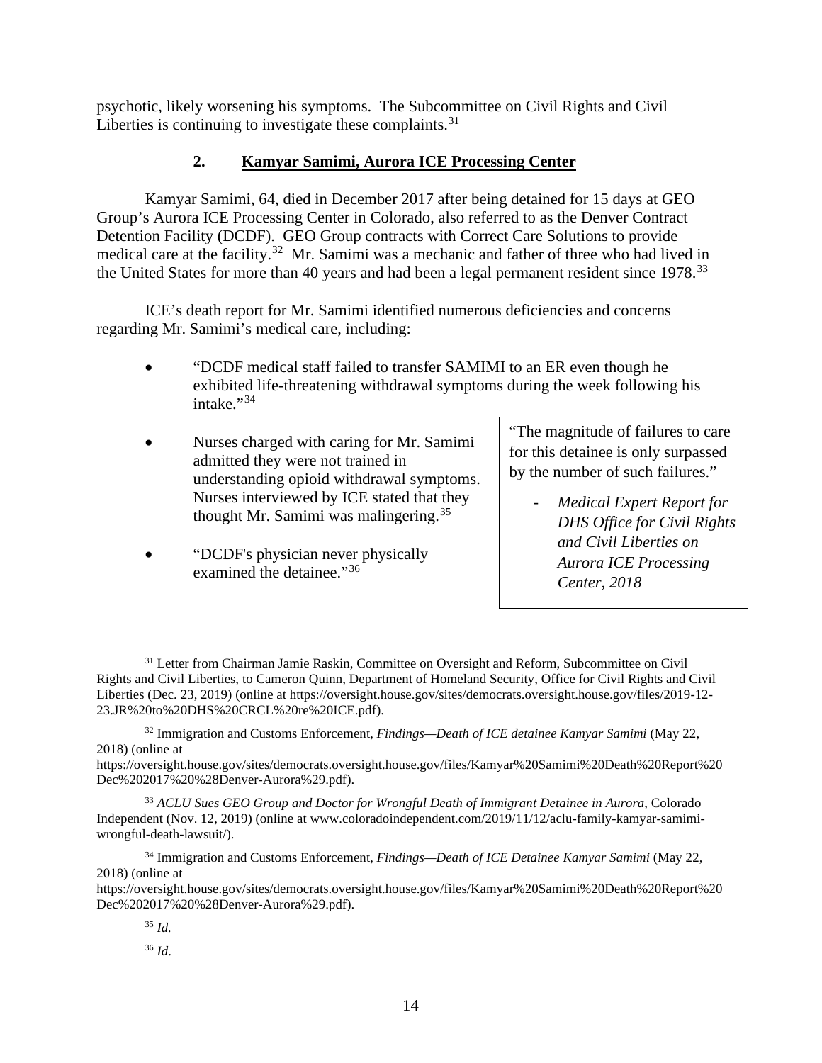psychotic, likely worsening his symptoms. The Subcommittee on Civil Rights and Civil Liberties is continuing to investigate these complaints.[31]

### 2. Kamyar Samimi, Aurora ICE Processing Center

Kamyar Samimi, 64, died in December 2017 after being detained for 15 days at GEO Group's Aurora ICE Processing Center in Colorado, also referred to as the Denver Contract Detention Facility (DCDF). GEO Group contracts with Correct Care Solutions to provide medical care at the facility.[32] Mr. Samimi was a mechanic and father of three who had lived in the United States for more than 40 years and had been a legal permanent resident since 1978.[33]

ICE's death report for Mr. Samimi identified numerous deficiencies and concerns regarding Mr. Samimi's medical care, including:

- "DCDF medical staff failed to transfer SAMIMI to an ER even though he exhibited life-threatening withdrawal symptoms during the week following his intake."[34]
- Nurses charged with caring for Mr. Samimi admitted they were not trained in understanding opioid withdrawal symptoms. Nurses interviewed by ICE stated that they thought Mr. Samimi was malingering.[35]
- "DCDF's physician never physically examined the detainee."[36]

> "The magnitude of failures to care for this detainee is only surpassed by the number of such failures."
>
> - *Medical Expert Report for DHS Office for Civil Rights and Civil Liberties on Aurora ICE Processing Center, 2018*

---

[31] Letter from Chairman Jamie Raskin, Committee on Oversight and Reform, Subcommittee on Civil Rights and Civil Liberties, to Cameron Quinn, Department of Homeland Security, Office for Civil Rights and Civil Liberties (Dec. 23, 2019) (online at https://oversight.house.gov/sites/democrats.oversight.house.gov/files/2019-12-23.JR%20to%20DHS%20CRCL%20re%20ICE.pdf).

[32] Immigration and Customs Enforcement, *Findings—Death of ICE detainee Kamyar Samimi* (May 22, 2018) (online at https://oversight.house.gov/sites/democrats.oversight.house.gov/files/Kamyar%20Samimi%20Death%20Report%20Dec%202017%20%28Denver-Aurora%29.pdf).

[33] *ACLU Sues GEO Group and Doctor for Wrongful Death of Immigrant Detainee in Aurora*, Colorado Independent (Nov. 12, 2019) (online at www.coloradoindependent.com/2019/11/12/aclu-family-kamyar-samimi-wrongful-death-lawsuit/).

[34] Immigration and Customs Enforcement, *Findings—Death of ICE Detainee Kamyar Samimi* (May 22, 2018) (online at https://oversight.house.gov/sites/democrats.oversight.house.gov/files/Kamyar%20Samimi%20Death%20Report%20Dec%202017%20%28Denver-Aurora%29.pdf).

[35] *Id.*

[36] *Id*.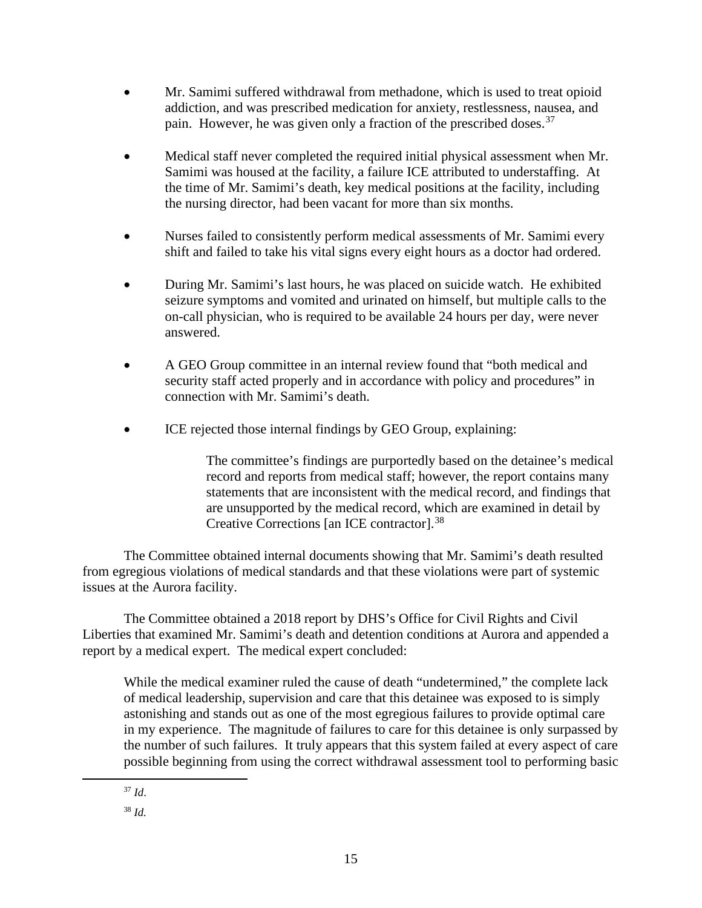- Mr. Samimi suffered withdrawal from methadone, which is used to treat opioid addiction, and was prescribed medication for anxiety, restlessness, nausea, and pain. However, he was given only a fraction of the prescribed doses.[37]

- Medical staff never completed the required initial physical assessment when Mr. Samimi was housed at the facility, a failure ICE attributed to understaffing. At the time of Mr. Samimi's death, key medical positions at the facility, including the nursing director, had been vacant for more than six months.

- Nurses failed to consistently perform medical assessments of Mr. Samimi every shift and failed to take his vital signs every eight hours as a doctor had ordered.

- During Mr. Samimi's last hours, he was placed on suicide watch. He exhibited seizure symptoms and vomited and urinated on himself, but multiple calls to the on-call physician, who is required to be available 24 hours per day, were never answered.

- A GEO Group committee in an internal review found that "both medical and security staff acted properly and in accordance with policy and procedures" in connection with Mr. Samimi's death.

- ICE rejected those internal findings by GEO Group, explaining:

  > The committee's findings are purportedly based on the detainee's medical record and reports from medical staff; however, the report contains many statements that are inconsistent with the medical record, and findings that are unsupported by the medical record, which are examined in detail by Creative Corrections [an ICE contractor].[38]

The Committee obtained internal documents showing that Mr. Samimi's death resulted from egregious violations of medical standards and that these violations were part of systemic issues at the Aurora facility.

The Committee obtained a 2018 report by DHS's Office for Civil Rights and Civil Liberties that examined Mr. Samimi's death and detention conditions at Aurora and appended a report by a medical expert. The medical expert concluded:

> While the medical examiner ruled the cause of death "undetermined," the complete lack of medical leadership, supervision and care that this detainee was exposed to is simply astonishing and stands out as one of the most egregious failures to provide optimal care in my experience. The magnitude of failures to care for this detainee is only surpassed by the number of such failures. It truly appears that this system failed at every aspect of care possible beginning from using the correct withdrawal assessment tool to performing basic

[37] *Id*.

[38] *Id.*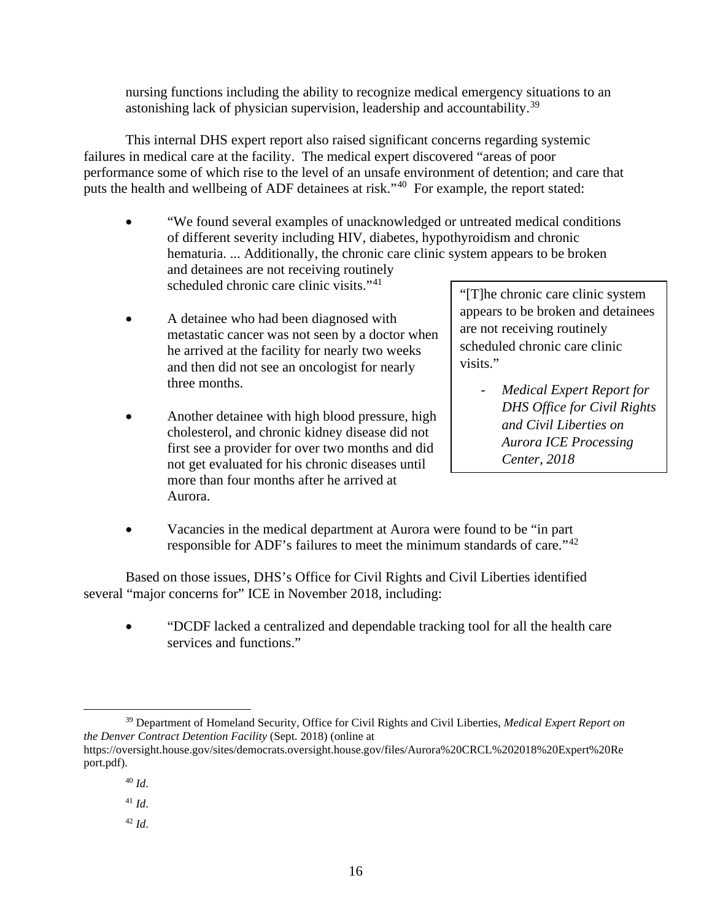nursing functions including the ability to recognize medical emergency situations to an astonishing lack of physician supervision, leadership and accountability.[39]

This internal DHS expert report also raised significant concerns regarding systemic failures in medical care at the facility. The medical expert discovered "areas of poor performance some of which rise to the level of an unsafe environment of detention; and care that puts the health and wellbeing of ADF detainees at risk."[40] For example, the report stated:

- "We found several examples of unacknowledged or untreated medical conditions of different severity including HIV, diabetes, hypothyroidism and chronic hematuria. ... Additionally, the chronic care clinic system appears to be broken and detainees are not receiving routinely scheduled chronic care clinic visits."[41]
- A detainee who had been diagnosed with metastatic cancer was not seen by a doctor when he arrived at the facility for nearly two weeks and then did not see an oncologist for nearly three months.
- Another detainee with high blood pressure, high cholesterol, and chronic kidney disease did not first see a provider for over two months and did not get evaluated for his chronic diseases until more than four months after he arrived at Aurora.
- Vacancies in the medical department at Aurora were found to be "in part responsible for ADF's failures to meet the minimum standards of care."[42]

> "[T]he chronic care clinic system appears to be broken and detainees are not receiving routinely scheduled chronic care clinic visits."
>
> - *Medical Expert Report for DHS Office for Civil Rights and Civil Liberties on Aurora ICE Processing Center, 2018*

Based on those issues, DHS's Office for Civil Rights and Civil Liberties identified several "major concerns for" ICE in November 2018, including:

- "DCDF lacked a centralized and dependable tracking tool for all the health care services and functions."

---

[39] Department of Homeland Security, Office for Civil Rights and Civil Liberties, *Medical Expert Report on the Denver Contract Detention Facility* (Sept. 2018) (online at https://oversight.house.gov/sites/democrats.oversight.house.gov/files/Aurora%20CRCL%202018%20Expert%20Report.pdf).

[40] *Id*.

[41] *Id*.

[42] *Id*.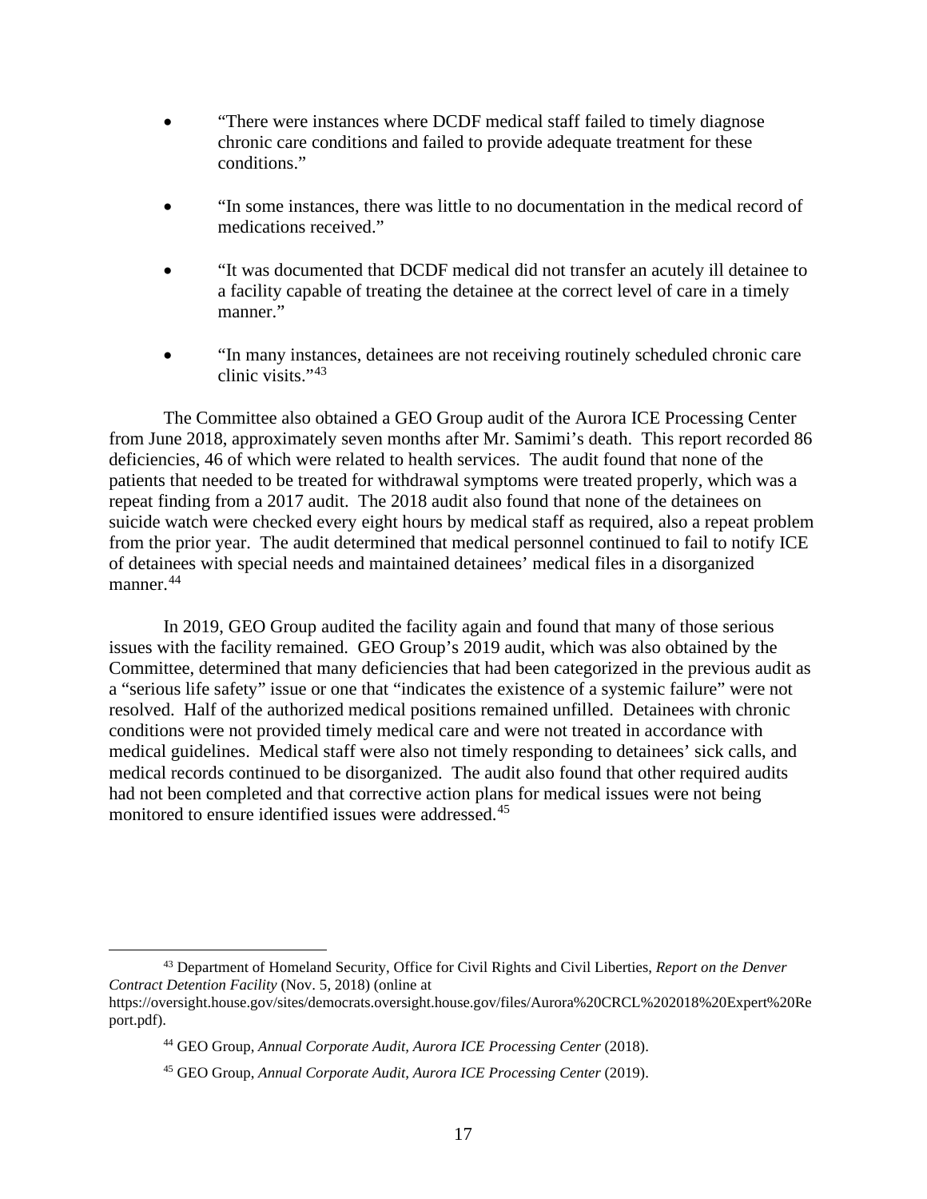- "There were instances where DCDF medical staff failed to timely diagnose chronic care conditions and failed to provide adequate treatment for these conditions."

- "In some instances, there was little to no documentation in the medical record of medications received."

- "It was documented that DCDF medical did not transfer an acutely ill detainee to a facility capable of treating the detainee at the correct level of care in a timely manner."

- "In many instances, detainees are not receiving routinely scheduled chronic care clinic visits."[43]

The Committee also obtained a GEO Group audit of the Aurora ICE Processing Center from June 2018, approximately seven months after Mr. Samimi's death. This report recorded 86 deficiencies, 46 of which were related to health services. The audit found that none of the patients that needed to be treated for withdrawal symptoms were treated properly, which was a repeat finding from a 2017 audit. The 2018 audit also found that none of the detainees on suicide watch were checked every eight hours by medical staff as required, also a repeat problem from the prior year. The audit determined that medical personnel continued to fail to notify ICE of detainees with special needs and maintained detainees' medical files in a disorganized manner.[44]

In 2019, GEO Group audited the facility again and found that many of those serious issues with the facility remained. GEO Group's 2019 audit, which was also obtained by the Committee, determined that many deficiencies that had been categorized in the previous audit as a "serious life safety" issue or one that "indicates the existence of a systemic failure" were not resolved. Half of the authorized medical positions remained unfilled. Detainees with chronic conditions were not provided timely medical care and were not treated in accordance with medical guidelines. Medical staff were also not timely responding to detainees' sick calls, and medical records continued to be disorganized. The audit also found that other required audits had not been completed and that corrective action plans for medical issues were not being monitored to ensure identified issues were addressed.[45]

---

[43] Department of Homeland Security, Office for Civil Rights and Civil Liberties, *Report on the Denver Contract Detention Facility* (Nov. 5, 2018) (online at https://oversight.house.gov/sites/democrats.oversight.house.gov/files/Aurora%20CRCL%202018%20Expert%20Report.pdf).

[44] GEO Group, *Annual Corporate Audit, Aurora ICE Processing Center* (2018).

[45] GEO Group, *Annual Corporate Audit, Aurora ICE Processing Center* (2019).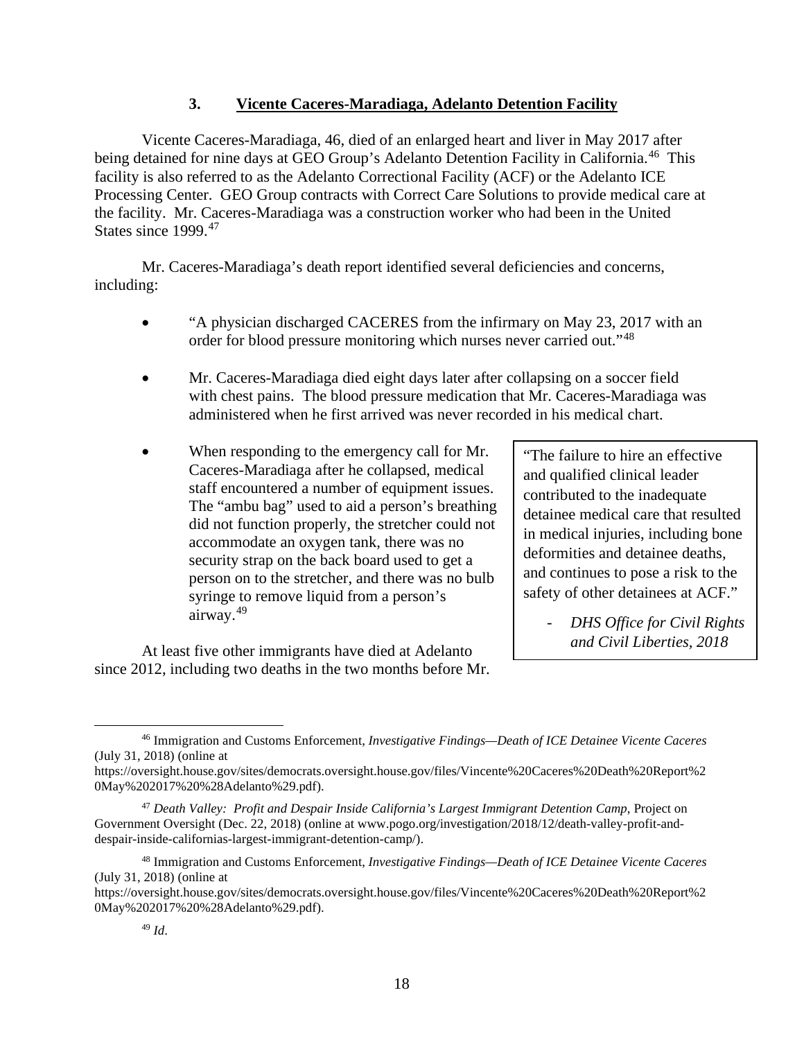### 3. Vicente Caceres-Maradiaga, Adelanto Detention Facility

Vicente Caceres-Maradiaga, 46, died of an enlarged heart and liver in May 2017 after being detained for nine days at GEO Group's Adelanto Detention Facility in California.[46] This facility is also referred to as the Adelanto Correctional Facility (ACF) or the Adelanto ICE Processing Center. GEO Group contracts with Correct Care Solutions to provide medical care at the facility. Mr. Caceres-Maradiaga was a construction worker who had been in the United States since 1999.[47]

Mr. Caceres-Maradiaga's death report identified several deficiencies and concerns, including:

- "A physician discharged CACERES from the infirmary on May 23, 2017 with an order for blood pressure monitoring which nurses never carried out."[48]
- Mr. Caceres-Maradiaga died eight days later after collapsing on a soccer field with chest pains. The blood pressure medication that Mr. Caceres-Maradiaga was administered when he first arrived was never recorded in his medical chart.
- When responding to the emergency call for Mr. Caceres-Maradiaga after he collapsed, medical staff encountered a number of equipment issues. The "ambu bag" used to aid a person's breathing did not function properly, the stretcher could not accommodate an oxygen tank, there was no security strap on the back board used to get a person on to the stretcher, and there was no bulb syringe to remove liquid from a person's airway.[49]

> "The failure to hire an effective and qualified clinical leader contributed to the inadequate detainee medical care that resulted in medical injuries, including bone deformities and detainee deaths, and continues to pose a risk to the safety of other detainees at ACF."
>
> - *DHS Office for Civil Rights and Civil Liberties, 2018*

At least five other immigrants have died at Adelanto since 2012, including two deaths in the two months before Mr.

[46] Immigration and Customs Enforcement, *Investigative Findings—Death of ICE Detainee Vicente Caceres* (July 31, 2018) (online at https://oversight.house.gov/sites/democrats.oversight.house.gov/files/Vincente%20Caceres%20Death%20Report%20May%202017%20%28Adelanto%29.pdf).

[47] *Death Valley: Profit and Despair Inside California's Largest Immigrant Detention Camp*, Project on Government Oversight (Dec. 22, 2018) (online at www.pogo.org/investigation/2018/12/death-valley-profit-and-despair-inside-californias-largest-immigrant-detention-camp/).

[48] Immigration and Customs Enforcement, *Investigative Findings—Death of ICE Detainee Vicente Caceres* (July 31, 2018) (online at https://oversight.house.gov/sites/democrats.oversight.house.gov/files/Vincente%20Caceres%20Death%20Report%20May%202017%20%28Adelanto%29.pdf).

[49] *Id*.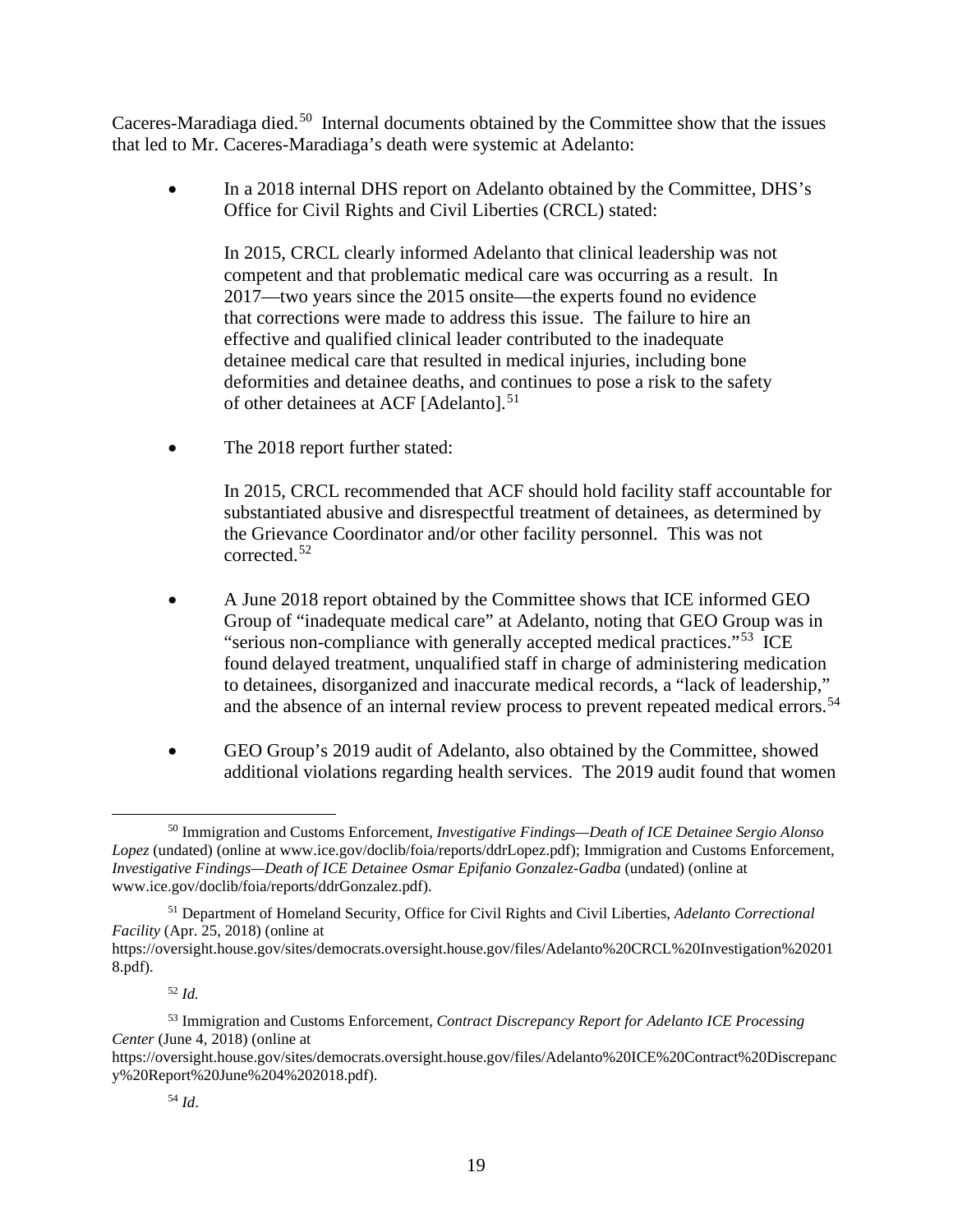Caceres-Maradiaga died.[50] Internal documents obtained by the Committee show that the issues that led to Mr. Caceres-Maradiaga's death were systemic at Adelanto:

- In a 2018 internal DHS report on Adelanto obtained by the Committee, DHS's Office for Civil Rights and Civil Liberties (CRCL) stated:

  > In 2015, CRCL clearly informed Adelanto that clinical leadership was not competent and that problematic medical care was occurring as a result. In 2017—two years since the 2015 onsite—the experts found no evidence that corrections were made to address this issue. The failure to hire an effective and qualified clinical leader contributed to the inadequate detainee medical care that resulted in medical injuries, including bone deformities and detainee deaths, and continues to pose a risk to the safety of other detainees at ACF [Adelanto].[51]

- The 2018 report further stated:

  > In 2015, CRCL recommended that ACF should hold facility staff accountable for substantiated abusive and disrespectful treatment of detainees, as determined by the Grievance Coordinator and/or other facility personnel. This was not corrected.[52]

- A June 2018 report obtained by the Committee shows that ICE informed GEO Group of "inadequate medical care" at Adelanto, noting that GEO Group was in "serious non-compliance with generally accepted medical practices."[53] ICE found delayed treatment, unqualified staff in charge of administering medication to detainees, disorganized and inaccurate medical records, a "lack of leadership," and the absence of an internal review process to prevent repeated medical errors.[54]

- GEO Group's 2019 audit of Adelanto, also obtained by the Committee, showed additional violations regarding health services. The 2019 audit found that women

---

[50] Immigration and Customs Enforcement, *Investigative Findings—Death of ICE Detainee Sergio Alonso Lopez* (undated) (online at www.ice.gov/doclib/foia/reports/ddrLopez.pdf); Immigration and Customs Enforcement, *Investigative Findings—Death of ICE Detainee Osmar Epifanio Gonzalez-Gadba* (undated) (online at www.ice.gov/doclib/foia/reports/ddrGonzalez.pdf).

[51] Department of Homeland Security, Office for Civil Rights and Civil Liberties, *Adelanto Correctional Facility* (Apr. 25, 2018) (online at https://oversight.house.gov/sites/democrats.oversight.house.gov/files/Adelanto%20CRCL%20Investigation%202018.pdf).

[52] *Id.*

[53] Immigration and Customs Enforcement, *Contract Discrepancy Report for Adelanto ICE Processing Center* (June 4, 2018) (online at https://oversight.house.gov/sites/democrats.oversight.house.gov/files/Adelanto%20ICE%20Contract%20Discrepancy%20Report%20June%204%202018.pdf).

[54] *Id*.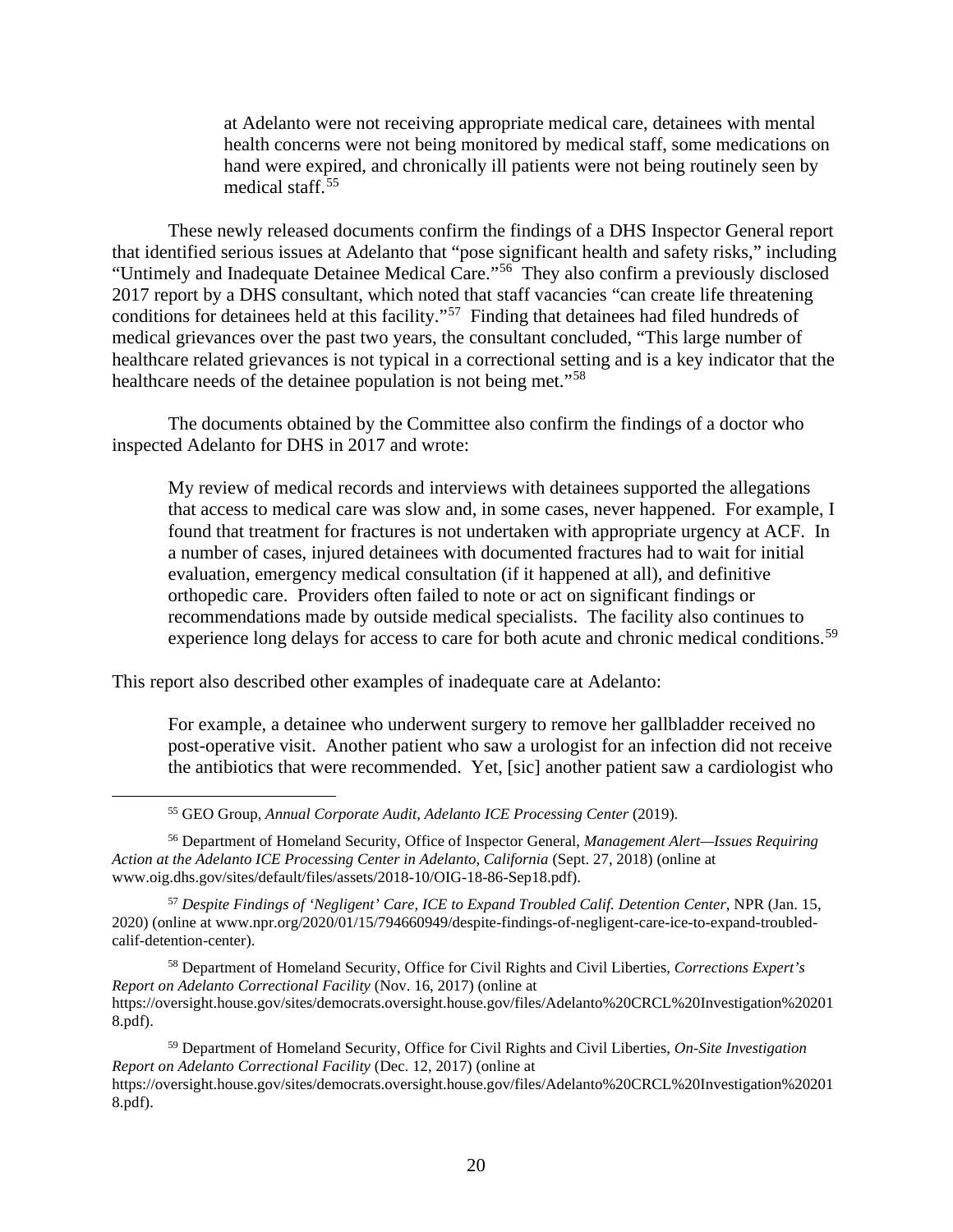> at Adelanto were not receiving appropriate medical care, detainees with mental health concerns were not being monitored by medical staff, some medications on hand were expired, and chronically ill patients were not being routinely seen by medical staff.[55]

These newly released documents confirm the findings of a DHS Inspector General report that identified serious issues at Adelanto that "pose significant health and safety risks," including "Untimely and Inadequate Detainee Medical Care."[56] They also confirm a previously disclosed 2017 report by a DHS consultant, which noted that staff vacancies "can create life threatening conditions for detainees held at this facility."[57] Finding that detainees had filed hundreds of medical grievances over the past two years, the consultant concluded, "This large number of healthcare related grievances is not typical in a correctional setting and is a key indicator that the healthcare needs of the detainee population is not being met."[58]

The documents obtained by the Committee also confirm the findings of a doctor who inspected Adelanto for DHS in 2017 and wrote:

> My review of medical records and interviews with detainees supported the allegations that access to medical care was slow and, in some cases, never happened. For example, I found that treatment for fractures is not undertaken with appropriate urgency at ACF. In a number of cases, injured detainees with documented fractures had to wait for initial evaluation, emergency medical consultation (if it happened at all), and definitive orthopedic care. Providers often failed to note or act on significant findings or recommendations made by outside medical specialists. The facility also continues to experience long delays for access to care for both acute and chronic medical conditions.[59]

This report also described other examples of inadequate care at Adelanto:

> For example, a detainee who underwent surgery to remove her gallbladder received no post-operative visit. Another patient who saw a urologist for an infection did not receive the antibiotics that were recommended. Yet, [sic] another patient saw a cardiologist who

---

[55] GEO Group, *Annual Corporate Audit, Adelanto ICE Processing Center* (2019).

[56] Department of Homeland Security, Office of Inspector General, *Management Alert—Issues Requiring Action at the Adelanto ICE Processing Center in Adelanto, California* (Sept. 27, 2018) (online at www.oig.dhs.gov/sites/default/files/assets/2018-10/OIG-18-86-Sep18.pdf).

[57] *Despite Findings of 'Negligent' Care, ICE to Expand Troubled Calif. Detention Center*, NPR (Jan. 15, 2020) (online at www.npr.org/2020/01/15/794660949/despite-findings-of-negligent-care-ice-to-expand-troubled-calif-detention-center).

[58] Department of Homeland Security, Office for Civil Rights and Civil Liberties, *Corrections Expert's Report on Adelanto Correctional Facility* (Nov. 16, 2017) (online at https://oversight.house.gov/sites/democrats.oversight.house.gov/files/Adelanto%20CRCL%20Investigation%202018.pdf).

[59] Department of Homeland Security, Office for Civil Rights and Civil Liberties, *On-Site Investigation Report on Adelanto Correctional Facility* (Dec. 12, 2017) (online at https://oversight.house.gov/sites/democrats.oversight.house.gov/files/Adelanto%20CRCL%20Investigation%202018.pdf).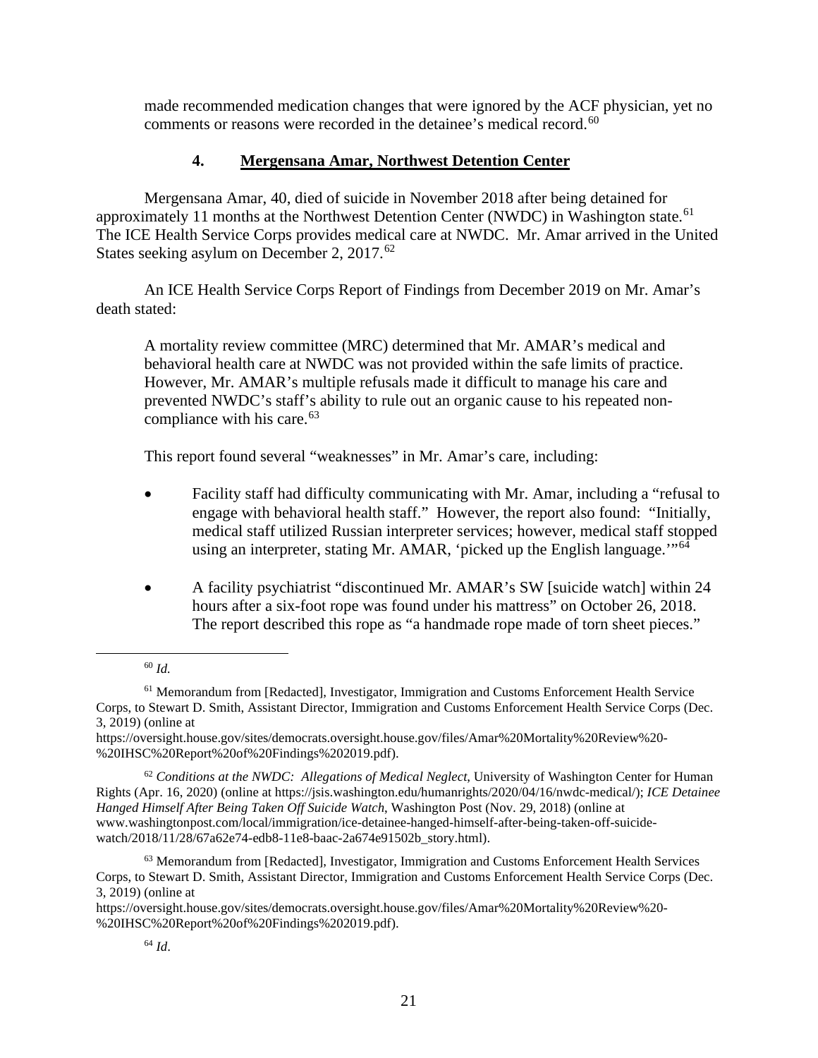made recommended medication changes that were ignored by the ACF physician, yet no comments or reasons were recorded in the detainee's medical record.[60]

### 4. Mergensana Amar, Northwest Detention Center

Mergensana Amar, 40, died of suicide in November 2018 after being detained for approximately 11 months at the Northwest Detention Center (NWDC) in Washington state.[61] The ICE Health Service Corps provides medical care at NWDC. Mr. Amar arrived in the United States seeking asylum on December 2, 2017.[62]

An ICE Health Service Corps Report of Findings from December 2019 on Mr. Amar's death stated:

> A mortality review committee (MRC) determined that Mr. AMAR's medical and behavioral health care at NWDC was not provided within the safe limits of practice. However, Mr. AMAR's multiple refusals made it difficult to manage his care and prevented NWDC's staff's ability to rule out an organic cause to his repeated non-compliance with his care.[63]

This report found several "weaknesses" in Mr. Amar's care, including:

- Facility staff had difficulty communicating with Mr. Amar, including a "refusal to engage with behavioral health staff." However, the report also found: "Initially, medical staff utilized Russian interpreter services; however, medical staff stopped using an interpreter, stating Mr. AMAR, 'picked up the English language.'"[64]

- A facility psychiatrist "discontinued Mr. AMAR's SW [suicide watch] within 24 hours after a six-foot rope was found under his mattress" on October 26, 2018. The report described this rope as "a handmade rope made of torn sheet pieces."

---

[60] *Id.*

[61] Memorandum from [Redacted], Investigator, Immigration and Customs Enforcement Health Service Corps, to Stewart D. Smith, Assistant Director, Immigration and Customs Enforcement Health Service Corps (Dec. 3, 2019) (online at https://oversight.house.gov/sites/democrats.oversight.house.gov/files/Amar%20Mortality%20Review%20-%20IHSC%20Report%20of%20Findings%202019.pdf).

[62] *Conditions at the NWDC: Allegations of Medical Neglect*, University of Washington Center for Human Rights (Apr. 16, 2020) (online at https://jsis.washington.edu/humanrights/2020/04/16/nwdc-medical/); *ICE Detainee Hanged Himself After Being Taken Off Suicide Watch*, Washington Post (Nov. 29, 2018) (online at www.washingtonpost.com/local/immigration/ice-detainee-hanged-himself-after-being-taken-off-suicide-watch/2018/11/28/67a62e74-edb8-11e8-baac-2a674e91502b_story.html).

[63] Memorandum from [Redacted], Investigator, Immigration and Customs Enforcement Health Services Corps, to Stewart D. Smith, Assistant Director, Immigration and Customs Enforcement Health Service Corps (Dec. 3, 2019) (online at https://oversight.house.gov/sites/democrats.oversight.house.gov/files/Amar%20Mortality%20Review%20-%20IHSC%20Report%20of%20Findings%202019.pdf).

[64] *Id*.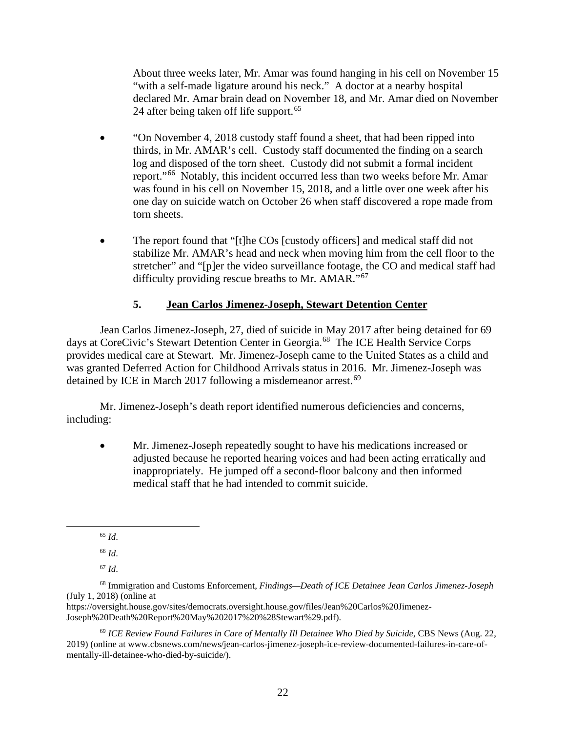About three weeks later, Mr. Amar was found hanging in his cell on November 15 "with a self-made ligature around his neck." A doctor at a nearby hospital declared Mr. Amar brain dead on November 18, and Mr. Amar died on November 24 after being taken off life support.[65]

- "On November 4, 2018 custody staff found a sheet, that had been ripped into thirds, in Mr. AMAR's cell. Custody staff documented the finding on a search log and disposed of the torn sheet. Custody did not submit a formal incident report."[66] Notably, this incident occurred less than two weeks before Mr. Amar was found in his cell on November 15, 2018, and a little over one week after his one day on suicide watch on October 26 when staff discovered a rope made from torn sheets.

- The report found that "[t]he COs [custody officers] and medical staff did not stabilize Mr. AMAR's head and neck when moving him from the cell floor to the stretcher" and "[p]er the video surveillance footage, the CO and medical staff had difficulty providing rescue breaths to Mr. AMAR."[67]

### 5. Jean Carlos Jimenez-Joseph, Stewart Detention Center

Jean Carlos Jimenez-Joseph, 27, died of suicide in May 2017 after being detained for 69 days at CoreCivic's Stewart Detention Center in Georgia.[68] The ICE Health Service Corps provides medical care at Stewart. Mr. Jimenez-Joseph came to the United States as a child and was granted Deferred Action for Childhood Arrivals status in 2016. Mr. Jimenez-Joseph was detained by ICE in March 2017 following a misdemeanor arrest.[69]

Mr. Jimenez-Joseph's death report identified numerous deficiencies and concerns, including:

- Mr. Jimenez-Joseph repeatedly sought to have his medications increased or adjusted because he reported hearing voices and had been acting erratically and inappropriately. He jumped off a second-floor balcony and then informed medical staff that he had intended to commit suicide.

---

[65] *Id*.

[66] *Id*.

[67] *Id*.

[68] Immigration and Customs Enforcement, *Findings—Death of ICE Detainee Jean Carlos Jimenez-Joseph* (July 1, 2018) (online at https://oversight.house.gov/sites/democrats.oversight.house.gov/files/Jean%20Carlos%20Jimenez-Joseph%20Death%20Report%20May%202017%20%28Stewart%29.pdf).

[69] *ICE Review Found Failures in Care of Mentally Ill Detainee Who Died by Suicide*, CBS News (Aug. 22, 2019) (online at www.cbsnews.com/news/jean-carlos-jimenez-joseph-ice-review-documented-failures-in-care-of-mentally-ill-detainee-who-died-by-suicide/).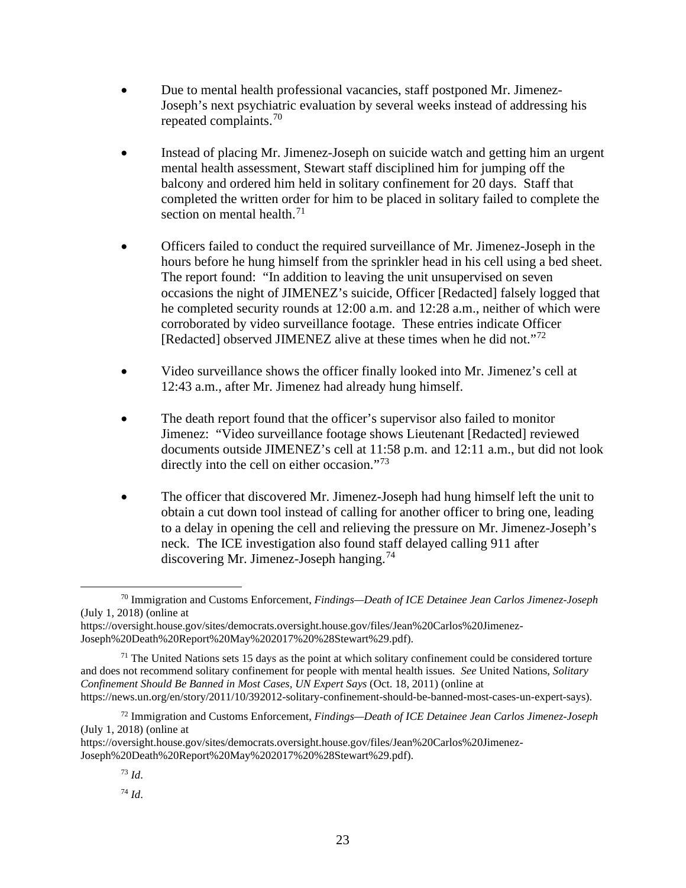- Due to mental health professional vacancies, staff postponed Mr. Jimenez-Joseph's next psychiatric evaluation by several weeks instead of addressing his repeated complaints.[70]

- Instead of placing Mr. Jimenez-Joseph on suicide watch and getting him an urgent mental health assessment, Stewart staff disciplined him for jumping off the balcony and ordered him held in solitary confinement for 20 days. Staff that completed the written order for him to be placed in solitary failed to complete the section on mental health.[71]

- Officers failed to conduct the required surveillance of Mr. Jimenez-Joseph in the hours before he hung himself from the sprinkler head in his cell using a bed sheet. The report found: "In addition to leaving the unit unsupervised on seven occasions the night of JIMENEZ's suicide, Officer [Redacted] falsely logged that he completed security rounds at 12:00 a.m. and 12:28 a.m., neither of which were corroborated by video surveillance footage. These entries indicate Officer [Redacted] observed JIMENEZ alive at these times when he did not."[72]

- Video surveillance shows the officer finally looked into Mr. Jimenez's cell at 12:43 a.m., after Mr. Jimenez had already hung himself.

- The death report found that the officer's supervisor also failed to monitor Jimenez: "Video surveillance footage shows Lieutenant [Redacted] reviewed documents outside JIMENEZ's cell at 11:58 p.m. and 12:11 a.m., but did not look directly into the cell on either occasion."[73]

- The officer that discovered Mr. Jimenez-Joseph had hung himself left the unit to obtain a cut down tool instead of calling for another officer to bring one, leading to a delay in opening the cell and relieving the pressure on Mr. Jimenez-Joseph's neck. The ICE investigation also found staff delayed calling 911 after discovering Mr. Jimenez-Joseph hanging.[74]

---

[70] Immigration and Customs Enforcement, *Findings—Death of ICE Detainee Jean Carlos Jimenez-Joseph* (July 1, 2018) (online at https://oversight.house.gov/sites/democrats.oversight.house.gov/files/Jean%20Carlos%20Jimenez-Joseph%20Death%20Report%20May%202017%20%28Stewart%29.pdf).

[71] The United Nations sets 15 days as the point at which solitary confinement could be considered torture and does not recommend solitary confinement for people with mental health issues. *See* United Nations, *Solitary Confinement Should Be Banned in Most Cases, UN Expert Says* (Oct. 18, 2011) (online at https://news.un.org/en/story/2011/10/392012-solitary-confinement-should-be-banned-most-cases-un-expert-says).

[72] Immigration and Customs Enforcement, *Findings—Death of ICE Detainee Jean Carlos Jimenez-Joseph* (July 1, 2018) (online at https://oversight.house.gov/sites/democrats.oversight.house.gov/files/Jean%20Carlos%20Jimenez-Joseph%20Death%20Report%20May%202017%20%28Stewart%29.pdf).

[73] *Id*.

[74] *Id*.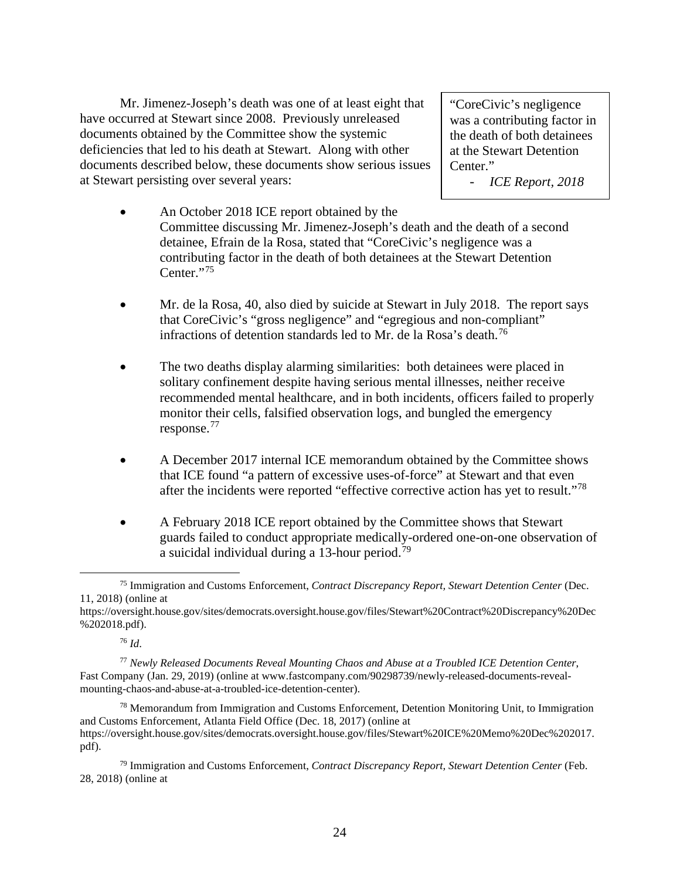Mr. Jimenez-Joseph's death was one of at least eight that have occurred at Stewart since 2008. Previously unreleased documents obtained by the Committee show the systemic deficiencies that led to his death at Stewart. Along with other documents described below, these documents show serious issues at Stewart persisting over several years:

> "CoreCivic's negligence was a contributing factor in the death of both detainees at the Stewart Detention Center."
> - *ICE Report, 2018*

- An October 2018 ICE report obtained by the Committee discussing Mr. Jimenez-Joseph's death and the death of a second detainee, Efrain de la Rosa, stated that "CoreCivic's negligence was a contributing factor in the death of both detainees at the Stewart Detention Center."[75]

- Mr. de la Rosa, 40, also died by suicide at Stewart in July 2018. The report says that CoreCivic's "gross negligence" and "egregious and non-compliant" infractions of detention standards led to Mr. de la Rosa's death.[76]

- The two deaths display alarming similarities: both detainees were placed in solitary confinement despite having serious mental illnesses, neither receive recommended mental healthcare, and in both incidents, officers failed to properly monitor their cells, falsified observation logs, and bungled the emergency response.[77]

- A December 2017 internal ICE memorandum obtained by the Committee shows that ICE found "a pattern of excessive uses-of-force" at Stewart and that even after the incidents were reported "effective corrective action has yet to result."[78]

- A February 2018 ICE report obtained by the Committee shows that Stewart guards failed to conduct appropriate medically-ordered one-on-one observation of a suicidal individual during a 13-hour period.[79]

---

[75] Immigration and Customs Enforcement, *Contract Discrepancy Report, Stewart Detention Center* (Dec. 11, 2018) (online at https://oversight.house.gov/sites/democrats.oversight.house.gov/files/Stewart%20Contract%20Discrepancy%20Dec%202018.pdf).

[76] *Id*.

[77] *Newly Released Documents Reveal Mounting Chaos and Abuse at a Troubled ICE Detention Center*, Fast Company (Jan. 29, 2019) (online at www.fastcompany.com/90298739/newly-released-documents-reveal-mounting-chaos-and-abuse-at-a-troubled-ice-detention-center).

[78] Memorandum from Immigration and Customs Enforcement, Detention Monitoring Unit, to Immigration and Customs Enforcement, Atlanta Field Office (Dec. 18, 2017) (online at https://oversight.house.gov/sites/democrats.oversight.house.gov/files/Stewart%20ICE%20Memo%20Dec%202017.pdf).

[79] Immigration and Customs Enforcement, *Contract Discrepancy Report, Stewart Detention Center* (Feb. 28, 2018) (online at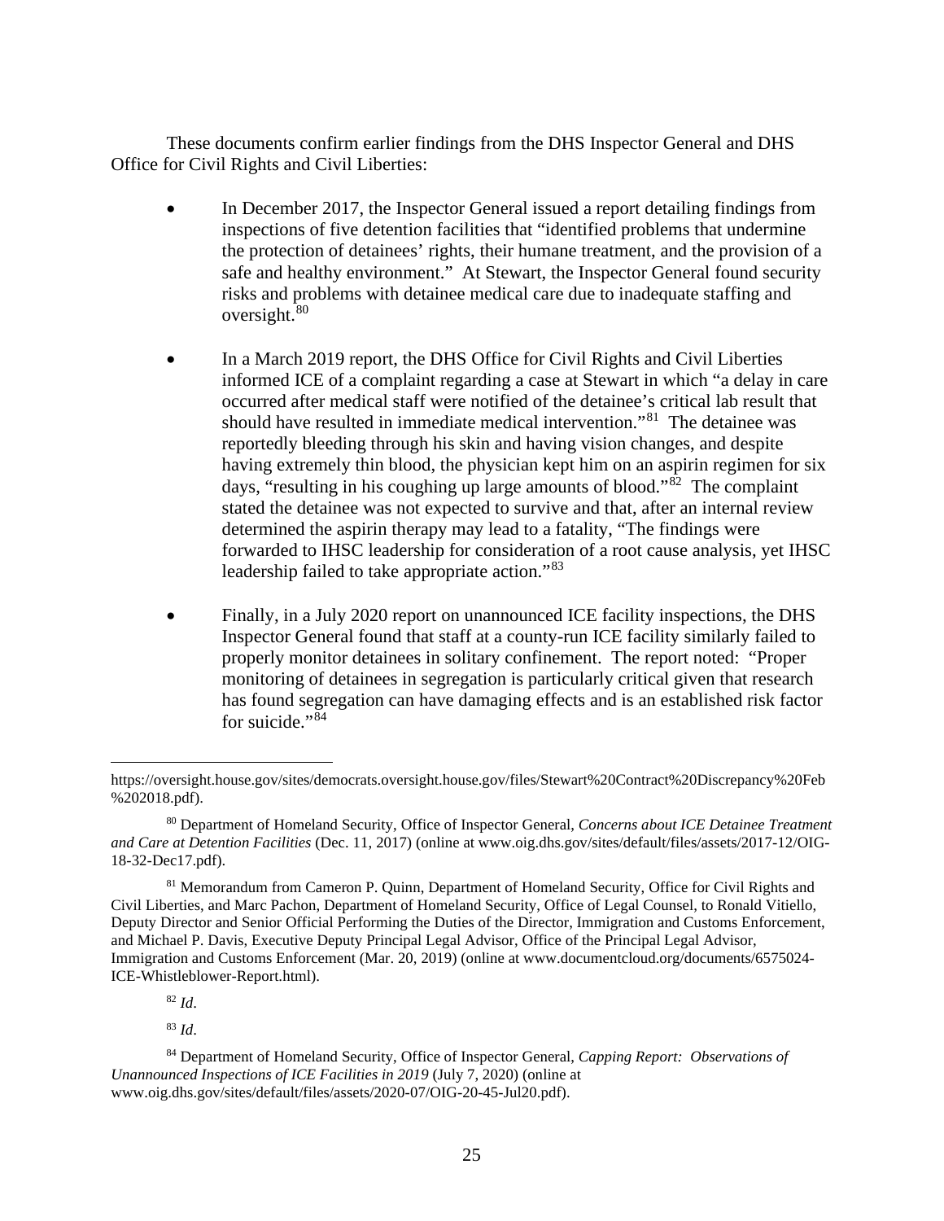These documents confirm earlier findings from the DHS Inspector General and DHS Office for Civil Rights and Civil Liberties:

- In December 2017, the Inspector General issued a report detailing findings from inspections of five detention facilities that "identified problems that undermine the protection of detainees' rights, their humane treatment, and the provision of a safe and healthy environment." At Stewart, the Inspector General found security risks and problems with detainee medical care due to inadequate staffing and oversight.[80]

- In a March 2019 report, the DHS Office for Civil Rights and Civil Liberties informed ICE of a complaint regarding a case at Stewart in which "a delay in care occurred after medical staff were notified of the detainee's critical lab result that should have resulted in immediate medical intervention."[81] The detainee was reportedly bleeding through his skin and having vision changes, and despite having extremely thin blood, the physician kept him on an aspirin regimen for six days, "resulting in his coughing up large amounts of blood."[82] The complaint stated the detainee was not expected to survive and that, after an internal review determined the aspirin therapy may lead to a fatality, "The findings were forwarded to IHSC leadership for consideration of a root cause analysis, yet IHSC leadership failed to take appropriate action."[83]

- Finally, in a July 2020 report on unannounced ICE facility inspections, the DHS Inspector General found that staff at a county-run ICE facility similarly failed to properly monitor detainees in solitary confinement. The report noted: "Proper monitoring of detainees in segregation is particularly critical given that research has found segregation can have damaging effects and is an established risk factor for suicide."[84]

---

https://oversight.house.gov/sites/democrats.oversight.house.gov/files/Stewart%20Contract%20Discrepancy%20Feb%202018.pdf).

[80] Department of Homeland Security, Office of Inspector General, *Concerns about ICE Detainee Treatment and Care at Detention Facilities* (Dec. 11, 2017) (online at www.oig.dhs.gov/sites/default/files/assets/2017-12/OIG-18-32-Dec17.pdf).

[81] Memorandum from Cameron P. Quinn, Department of Homeland Security, Office for Civil Rights and Civil Liberties, and Marc Pachon, Department of Homeland Security, Office of Legal Counsel, to Ronald Vitiello, Deputy Director and Senior Official Performing the Duties of the Director, Immigration and Customs Enforcement, and Michael P. Davis, Executive Deputy Principal Legal Advisor, Office of the Principal Legal Advisor, Immigration and Customs Enforcement (Mar. 20, 2019) (online at www.documentcloud.org/documents/6575024-ICE-Whistleblower-Report.html).

[82] *Id*.

[83] *Id*.

[84] Department of Homeland Security, Office of Inspector General, *Capping Report: Observations of Unannounced Inspections of ICE Facilities in 2019* (July 7, 2020) (online at www.oig.dhs.gov/sites/default/files/assets/2020-07/OIG-20-45-Jul20.pdf).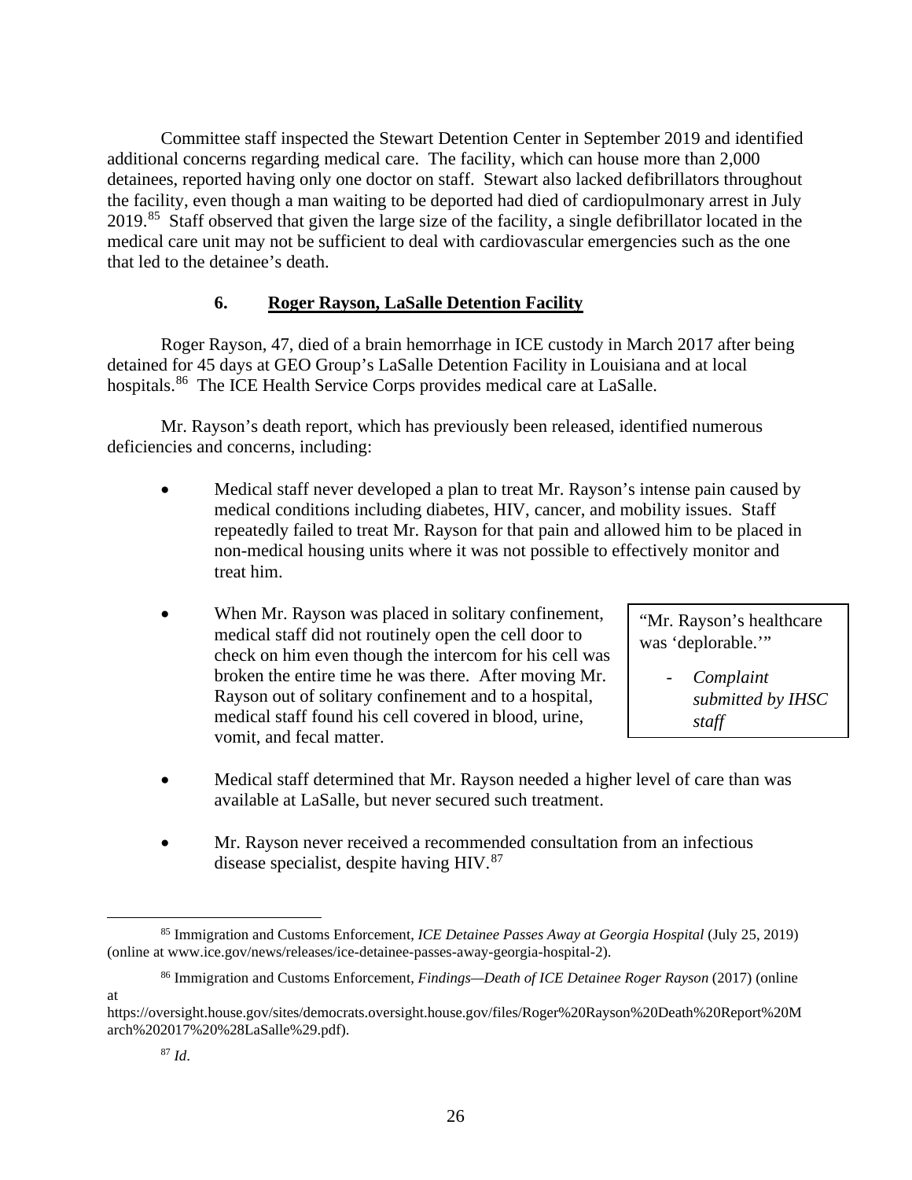Committee staff inspected the Stewart Detention Center in September 2019 and identified additional concerns regarding medical care. The facility, which can house more than 2,000 detainees, reported having only one doctor on staff. Stewart also lacked defibrillators throughout the facility, even though a man waiting to be deported had died of cardiopulmonary arrest in July 2019.[85] Staff observed that given the large size of the facility, a single defibrillator located in the medical care unit may not be sufficient to deal with cardiovascular emergencies such as the one that led to the detainee's death.

### 6. Roger Rayson, LaSalle Detention Facility

Roger Rayson, 47, died of a brain hemorrhage in ICE custody in March 2017 after being detained for 45 days at GEO Group's LaSalle Detention Facility in Louisiana and at local hospitals.[86] The ICE Health Service Corps provides medical care at LaSalle.

Mr. Rayson's death report, which has previously been released, identified numerous deficiencies and concerns, including:

- Medical staff never developed a plan to treat Mr. Rayson's intense pain caused by medical conditions including diabetes, HIV, cancer, and mobility issues. Staff repeatedly failed to treat Mr. Rayson for that pain and allowed him to be placed in non-medical housing units where it was not possible to effectively monitor and treat him.
- When Mr. Rayson was placed in solitary confinement, medical staff did not routinely open the cell door to check on him even though the intercom for his cell was broken the entire time he was there. After moving Mr. Rayson out of solitary confinement and to a hospital, medical staff found his cell covered in blood, urine, vomit, and fecal matter.
- Medical staff determined that Mr. Rayson needed a higher level of care than was available at LaSalle, but never secured such treatment.
- Mr. Rayson never received a recommended consultation from an infectious disease specialist, despite having HIV.[87]

> "Mr. Rayson's healthcare was 'deplorable.'"
>
> - *Complaint submitted by IHSC staff*

---

[85] Immigration and Customs Enforcement, *ICE Detainee Passes Away at Georgia Hospital* (July 25, 2019) (online at www.ice.gov/news/releases/ice-detainee-passes-away-georgia-hospital-2).

[86] Immigration and Customs Enforcement, *Findings—Death of ICE Detainee Roger Rayson* (2017) (online at https://oversight.house.gov/sites/democrats.oversight.house.gov/files/Roger%20Rayson%20Death%20Report%20March%202017%20%28LaSalle%29.pdf).

[87] *Id*.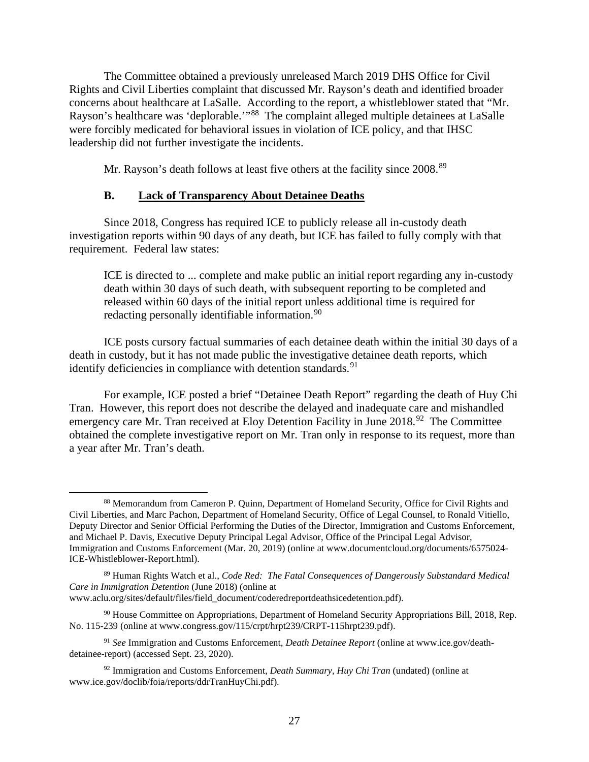The Committee obtained a previously unreleased March 2019 DHS Office for Civil Rights and Civil Liberties complaint that discussed Mr. Rayson's death and identified broader concerns about healthcare at LaSalle. According to the report, a whistleblower stated that "Mr. Rayson's healthcare was 'deplorable.'"[88] The complaint alleged multiple detainees at LaSalle were forcibly medicated for behavioral issues in violation of ICE policy, and that IHSC leadership did not further investigate the incidents.

Mr. Rayson's death follows at least five others at the facility since 2008.[89]

### B. Lack of Transparency About Detainee Deaths

Since 2018, Congress has required ICE to publicly release all in-custody death investigation reports within 90 days of any death, but ICE has failed to fully comply with that requirement. Federal law states:

> ICE is directed to ... complete and make public an initial report regarding any in-custody death within 30 days of such death, with subsequent reporting to be completed and released within 60 days of the initial report unless additional time is required for redacting personally identifiable information.[90]

ICE posts cursory factual summaries of each detainee death within the initial 30 days of a death in custody, but it has not made public the investigative detainee death reports, which identify deficiencies in compliance with detention standards.[91]

For example, ICE posted a brief "Detainee Death Report" regarding the death of Huy Chi Tran. However, this report does not describe the delayed and inadequate care and mishandled emergency care Mr. Tran received at Eloy Detention Facility in June 2018.[92] The Committee obtained the complete investigative report on Mr. Tran only in response to its request, more than a year after Mr. Tran's death.

---

[88] Memorandum from Cameron P. Quinn, Department of Homeland Security, Office for Civil Rights and Civil Liberties, and Marc Pachon, Department of Homeland Security, Office of Legal Counsel, to Ronald Vitiello, Deputy Director and Senior Official Performing the Duties of the Director, Immigration and Customs Enforcement, and Michael P. Davis, Executive Deputy Principal Legal Advisor, Office of the Principal Legal Advisor, Immigration and Customs Enforcement (Mar. 20, 2019) (online at www.documentcloud.org/documents/6575024-ICE-Whistleblower-Report.html).

[89] Human Rights Watch et al., *Code Red: The Fatal Consequences of Dangerously Substandard Medical Care in Immigration Detention* (June 2018) (online at www.aclu.org/sites/default/files/field_document/coderedreportdeathsicedetention.pdf).

[90] House Committee on Appropriations, Department of Homeland Security Appropriations Bill, 2018, Rep. No. 115-239 (online at www.congress.gov/115/crpt/hrpt239/CRPT-115hrpt239.pdf).

[91] *See* Immigration and Customs Enforcement, *Death Detainee Report* (online at www.ice.gov/death-detainee-report) (accessed Sept. 23, 2020).

[92] Immigration and Customs Enforcement, *Death Summary, Huy Chi Tran* (undated) (online at www.ice.gov/doclib/foia/reports/ddrTranHuyChi.pdf).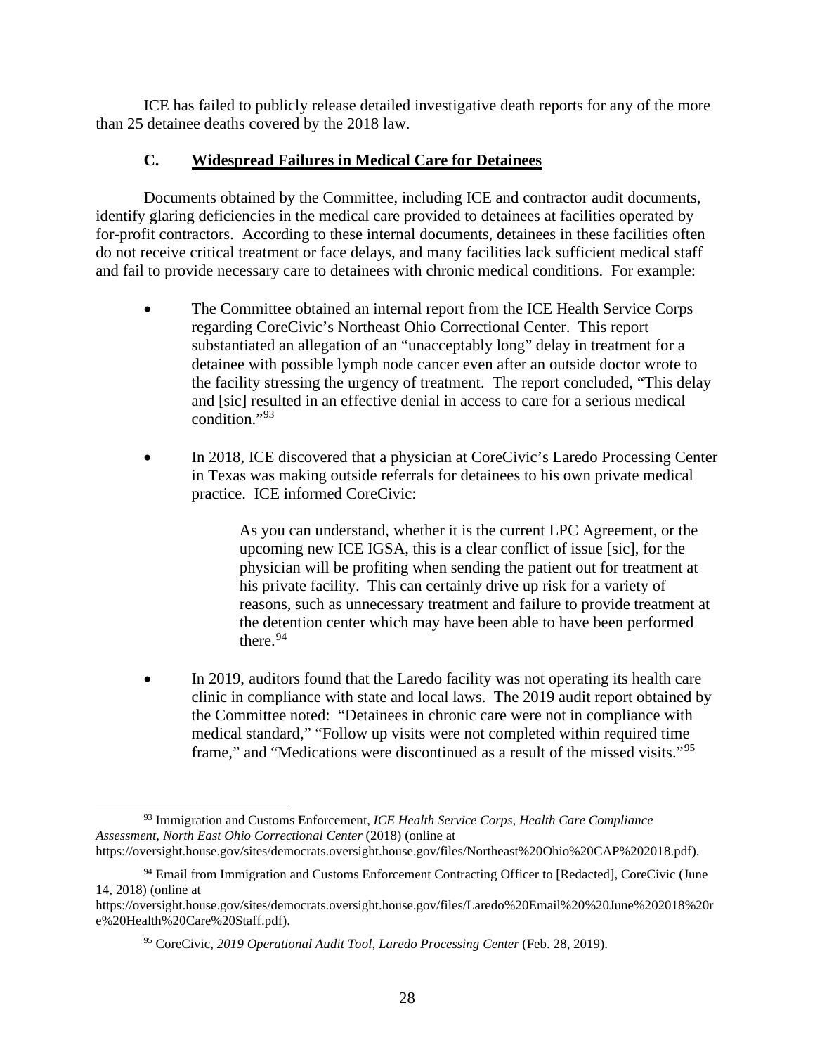ICE has failed to publicly release detailed investigative death reports for any of the more than 25 detainee deaths covered by the 2018 law.

### C. Widespread Failures in Medical Care for Detainees

Documents obtained by the Committee, including ICE and contractor audit documents, identify glaring deficiencies in the medical care provided to detainees at facilities operated by for-profit contractors. According to these internal documents, detainees in these facilities often do not receive critical treatment or face delays, and many facilities lack sufficient medical staff and fail to provide necessary care to detainees with chronic medical conditions. For example:

- The Committee obtained an internal report from the ICE Health Service Corps regarding CoreCivic's Northeast Ohio Correctional Center. This report substantiated an allegation of an "unacceptably long" delay in treatment for a detainee with possible lymph node cancer even after an outside doctor wrote to the facility stressing the urgency of treatment. The report concluded, "This delay and [sic] resulted in an effective denial in access to care for a serious medical condition."[93]

- In 2018, ICE discovered that a physician at CoreCivic's Laredo Processing Center in Texas was making outside referrals for detainees to his own private medical practice. ICE informed CoreCivic:

  > As you can understand, whether it is the current LPC Agreement, or the upcoming new ICE IGSA, this is a clear conflict of issue [sic], for the physician will be profiting when sending the patient out for treatment at his private facility. This can certainly drive up risk for a variety of reasons, such as unnecessary treatment and failure to provide treatment at the detention center which may have been able to have been performed there.[94]

- In 2019, auditors found that the Laredo facility was not operating its health care clinic in compliance with state and local laws. The 2019 audit report obtained by the Committee noted: "Detainees in chronic care were not in compliance with medical standard," "Follow up visits were not completed within required time frame," and "Medications were discontinued as a result of the missed visits."[95]

---

[93] Immigration and Customs Enforcement, *ICE Health Service Corps, Health Care Compliance Assessment, North East Ohio Correctional Center* (2018) (online at https://oversight.house.gov/sites/democrats.oversight.house.gov/files/Northeast%20Ohio%20CAP%202018.pdf).

[94] Email from Immigration and Customs Enforcement Contracting Officer to [Redacted], CoreCivic (June 14, 2018) (online at https://oversight.house.gov/sites/democrats.oversight.house.gov/files/Laredo%20Email%20%20June%202018%20re%20Health%20Care%20Staff.pdf).

[95] CoreCivic, *2019 Operational Audit Tool, Laredo Processing Center* (Feb. 28, 2019).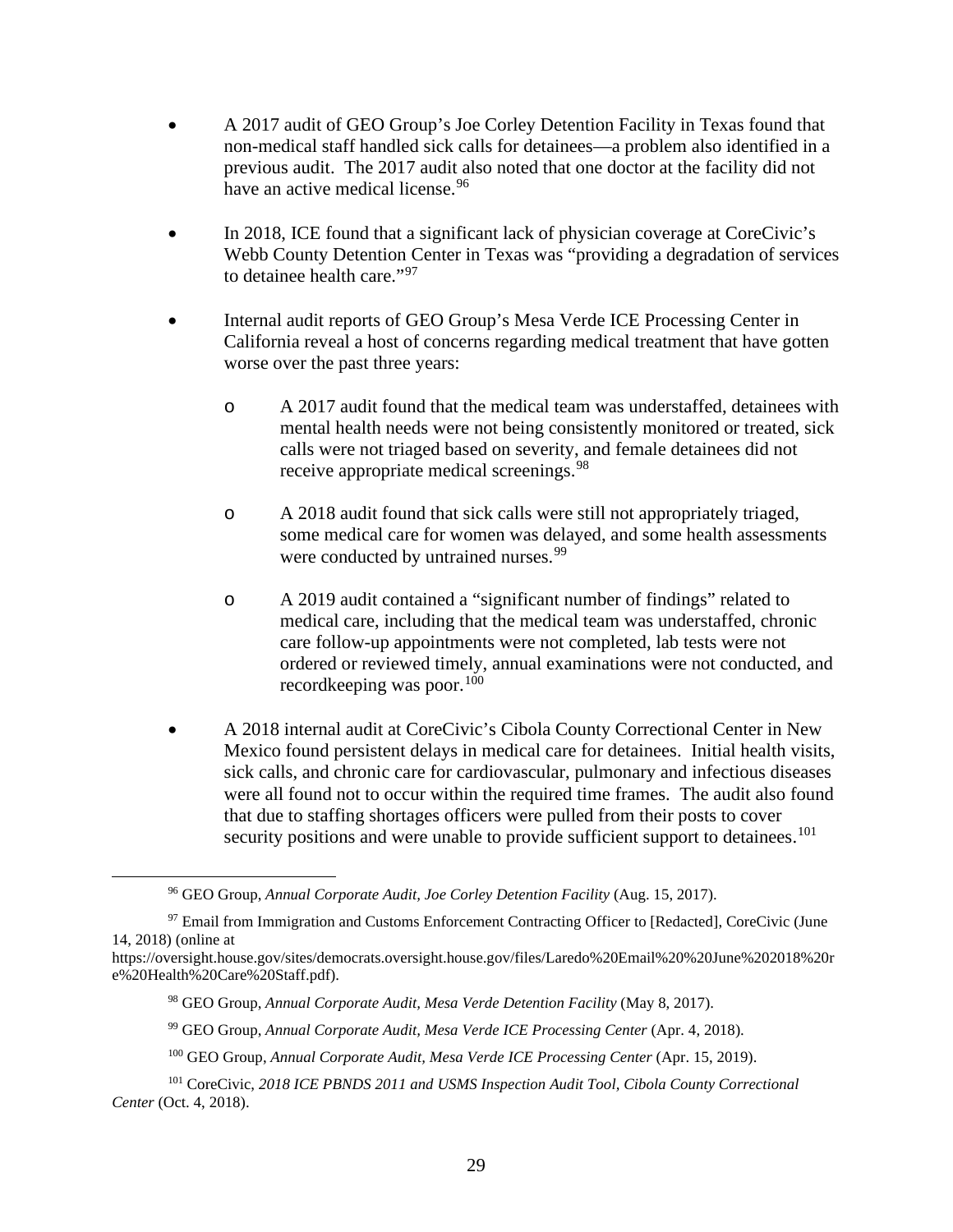- A 2017 audit of GEO Group's Joe Corley Detention Facility in Texas found that non-medical staff handled sick calls for detainees—a problem also identified in a previous audit. The 2017 audit also noted that one doctor at the facility did not have an active medical license.[96]

- In 2018, ICE found that a significant lack of physician coverage at CoreCivic's Webb County Detention Center in Texas was "providing a degradation of services to detainee health care."[97]

- Internal audit reports of GEO Group's Mesa Verde ICE Processing Center in California reveal a host of concerns regarding medical treatment that have gotten worse over the past three years:

  - A 2017 audit found that the medical team was understaffed, detainees with mental health needs were not being consistently monitored or treated, sick calls were not triaged based on severity, and female detainees did not receive appropriate medical screenings.[98]

  - A 2018 audit found that sick calls were still not appropriately triaged, some medical care for women was delayed, and some health assessments were conducted by untrained nurses.[99]

  - A 2019 audit contained a "significant number of findings" related to medical care, including that the medical team was understaffed, chronic care follow-up appointments were not completed, lab tests were not ordered or reviewed timely, annual examinations were not conducted, and recordkeeping was poor.[100]

- A 2018 internal audit at CoreCivic's Cibola County Correctional Center in New Mexico found persistent delays in medical care for detainees. Initial health visits, sick calls, and chronic care for cardiovascular, pulmonary and infectious diseases were all found not to occur within the required time frames. The audit also found that due to staffing shortages officers were pulled from their posts to cover security positions and were unable to provide sufficient support to detainees.[101]

---

[96] GEO Group, *Annual Corporate Audit, Joe Corley Detention Facility* (Aug. 15, 2017).

[97] Email from Immigration and Customs Enforcement Contracting Officer to [Redacted], CoreCivic (June 14, 2018) (online at https://oversight.house.gov/sites/democrats.oversight.house.gov/files/Laredo%20Email%20%20June%202018%20re%20Health%20Care%20Staff.pdf).

[98] GEO Group, *Annual Corporate Audit, Mesa Verde Detention Facility* (May 8, 2017).

[99] GEO Group, *Annual Corporate Audit, Mesa Verde ICE Processing Center* (Apr. 4, 2018).

[100] GEO Group, *Annual Corporate Audit, Mesa Verde ICE Processing Center* (Apr. 15, 2019).

[101] CoreCivic, *2018 ICE PBNDS 2011 and USMS Inspection Audit Tool, Cibola County Correctional Center* (Oct. 4, 2018).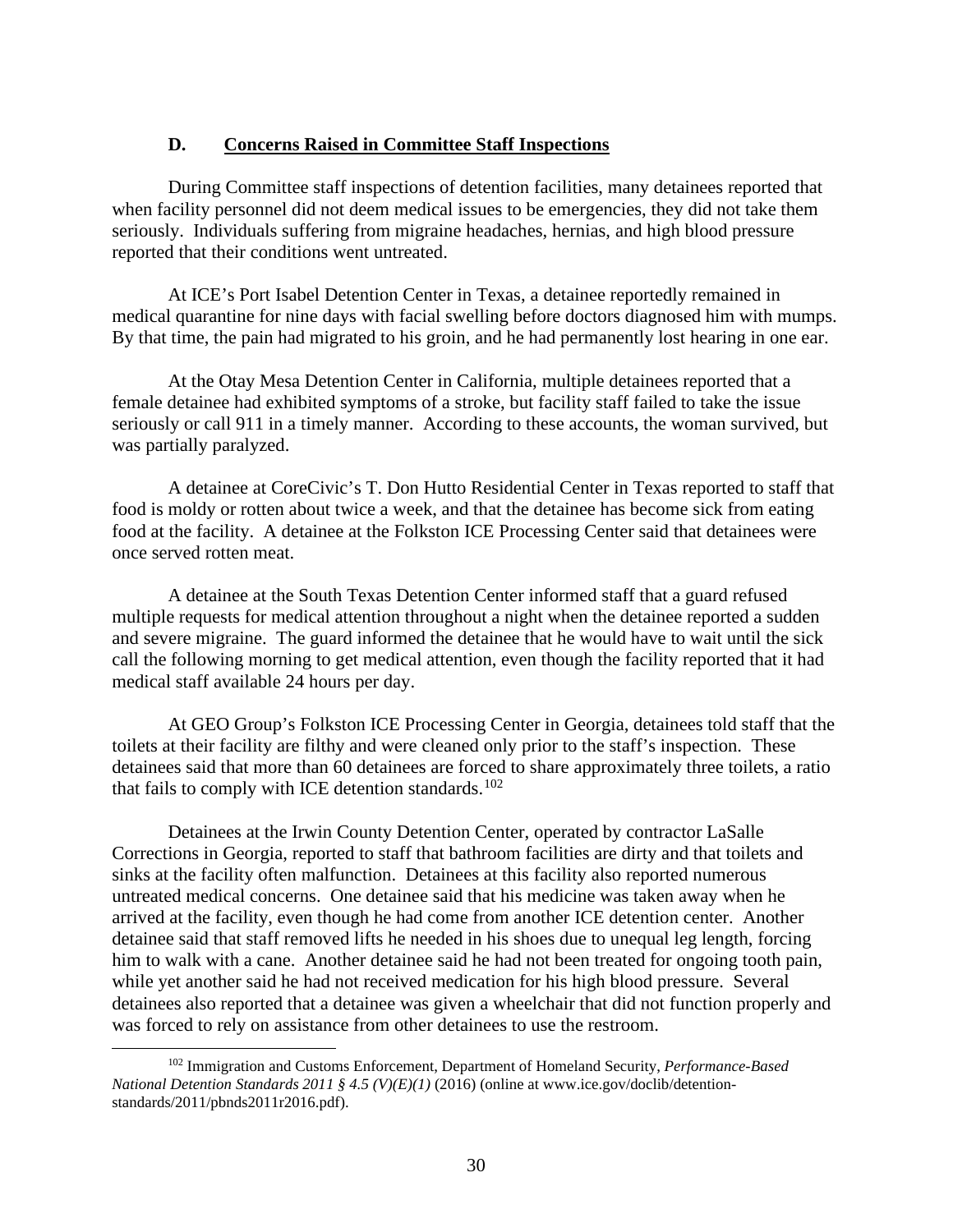### D. Concerns Raised in Committee Staff Inspections

During Committee staff inspections of detention facilities, many detainees reported that when facility personnel did not deem medical issues to be emergencies, they did not take them seriously. Individuals suffering from migraine headaches, hernias, and high blood pressure reported that their conditions went untreated.

At ICE's Port Isabel Detention Center in Texas, a detainee reportedly remained in medical quarantine for nine days with facial swelling before doctors diagnosed him with mumps. By that time, the pain had migrated to his groin, and he had permanently lost hearing in one ear.

At the Otay Mesa Detention Center in California, multiple detainees reported that a female detainee had exhibited symptoms of a stroke, but facility staff failed to take the issue seriously or call 911 in a timely manner. According to these accounts, the woman survived, but was partially paralyzed.

A detainee at CoreCivic's T. Don Hutto Residential Center in Texas reported to staff that food is moldy or rotten about twice a week, and that the detainee has become sick from eating food at the facility. A detainee at the Folkston ICE Processing Center said that detainees were once served rotten meat.

A detainee at the South Texas Detention Center informed staff that a guard refused multiple requests for medical attention throughout a night when the detainee reported a sudden and severe migraine. The guard informed the detainee that he would have to wait until the sick call the following morning to get medical attention, even though the facility reported that it had medical staff available 24 hours per day.

At GEO Group's Folkston ICE Processing Center in Georgia, detainees told staff that the toilets at their facility are filthy and were cleaned only prior to the staff's inspection. These detainees said that more than 60 detainees are forced to share approximately three toilets, a ratio that fails to comply with ICE detention standards.[102]

Detainees at the Irwin County Detention Center, operated by contractor LaSalle Corrections in Georgia, reported to staff that bathroom facilities are dirty and that toilets and sinks at the facility often malfunction. Detainees at this facility also reported numerous untreated medical concerns. One detainee said that his medicine was taken away when he arrived at the facility, even though he had come from another ICE detention center. Another detainee said that staff removed lifts he needed in his shoes due to unequal leg length, forcing him to walk with a cane. Another detainee said he had not been treated for ongoing tooth pain, while yet another said he had not received medication for his high blood pressure. Several detainees also reported that a detainee was given a wheelchair that did not function properly and was forced to rely on assistance from other detainees to use the restroom.

---

[102] Immigration and Customs Enforcement, Department of Homeland Security, *Performance-Based National Detention Standards 2011 § 4.5 (V)(E)(1)* (2016) (online at www.ice.gov/doclib/detention-standards/2011/pbnds2011r2016.pdf).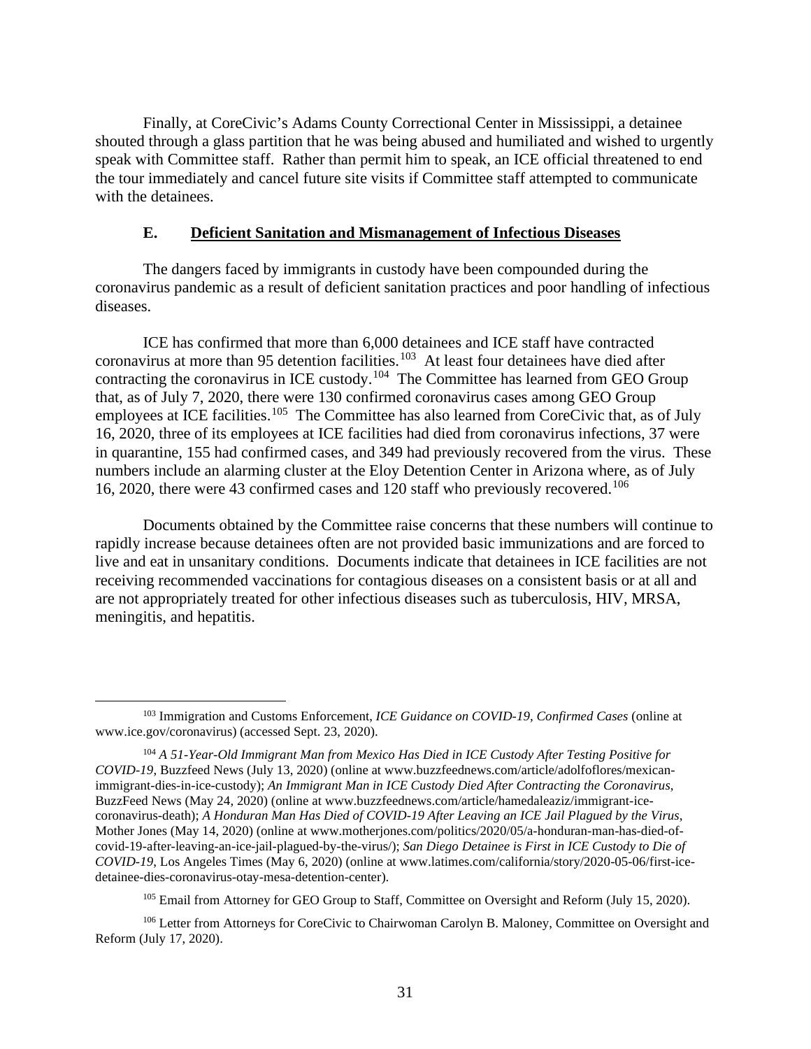Finally, at CoreCivic's Adams County Correctional Center in Mississippi, a detainee shouted through a glass partition that he was being abused and humiliated and wished to urgently speak with Committee staff. Rather than permit him to speak, an ICE official threatened to end the tour immediately and cancel future site visits if Committee staff attempted to communicate with the detainees.

### E. Deficient Sanitation and Mismanagement of Infectious Diseases

The dangers faced by immigrants in custody have been compounded during the coronavirus pandemic as a result of deficient sanitation practices and poor handling of infectious diseases.

ICE has confirmed that more than 6,000 detainees and ICE staff have contracted coronavirus at more than 95 detention facilities.[103] At least four detainees have died after contracting the coronavirus in ICE custody.[104] The Committee has learned from GEO Group that, as of July 7, 2020, there were 130 confirmed coronavirus cases among GEO Group employees at ICE facilities.[105] The Committee has also learned from CoreCivic that, as of July 16, 2020, three of its employees at ICE facilities had died from coronavirus infections, 37 were in quarantine, 155 had confirmed cases, and 349 had previously recovered from the virus. These numbers include an alarming cluster at the Eloy Detention Center in Arizona where, as of July 16, 2020, there were 43 confirmed cases and 120 staff who previously recovered.[106]

Documents obtained by the Committee raise concerns that these numbers will continue to rapidly increase because detainees often are not provided basic immunizations and are forced to live and eat in unsanitary conditions. Documents indicate that detainees in ICE facilities are not receiving recommended vaccinations for contagious diseases on a consistent basis or at all and are not appropriately treated for other infectious diseases such as tuberculosis, HIV, MRSA, meningitis, and hepatitis.

---

[103] Immigration and Customs Enforcement, *ICE Guidance on COVID-19, Confirmed Cases* (online at www.ice.gov/coronavirus) (accessed Sept. 23, 2020).

[104] *A 51-Year-Old Immigrant Man from Mexico Has Died in ICE Custody After Testing Positive for COVID-19*, Buzzfeed News (July 13, 2020) (online at www.buzzfeednews.com/article/adolfoflores/mexican-immigrant-dies-in-ice-custody); *An Immigrant Man in ICE Custody Died After Contracting the Coronavirus*, BuzzFeed News (May 24, 2020) (online at www.buzzfeednews.com/article/hamedaleaziz/immigrant-ice-coronavirus-death); *A Honduran Man Has Died of COVID-19 After Leaving an ICE Jail Plagued by the Virus*, Mother Jones (May 14, 2020) (online at www.motherjones.com/politics/2020/05/a-honduran-man-has-died-of-covid-19-after-leaving-an-ice-jail-plagued-by-the-virus/); *San Diego Detainee is First in ICE Custody to Die of COVID-19*, Los Angeles Times (May 6, 2020) (online at www.latimes.com/california/story/2020-05-06/first-ice-detainee-dies-coronavirus-otay-mesa-detention-center).

[105] Email from Attorney for GEO Group to Staff, Committee on Oversight and Reform (July 15, 2020).

[106] Letter from Attorneys for CoreCivic to Chairwoman Carolyn B. Maloney, Committee on Oversight and Reform (July 17, 2020).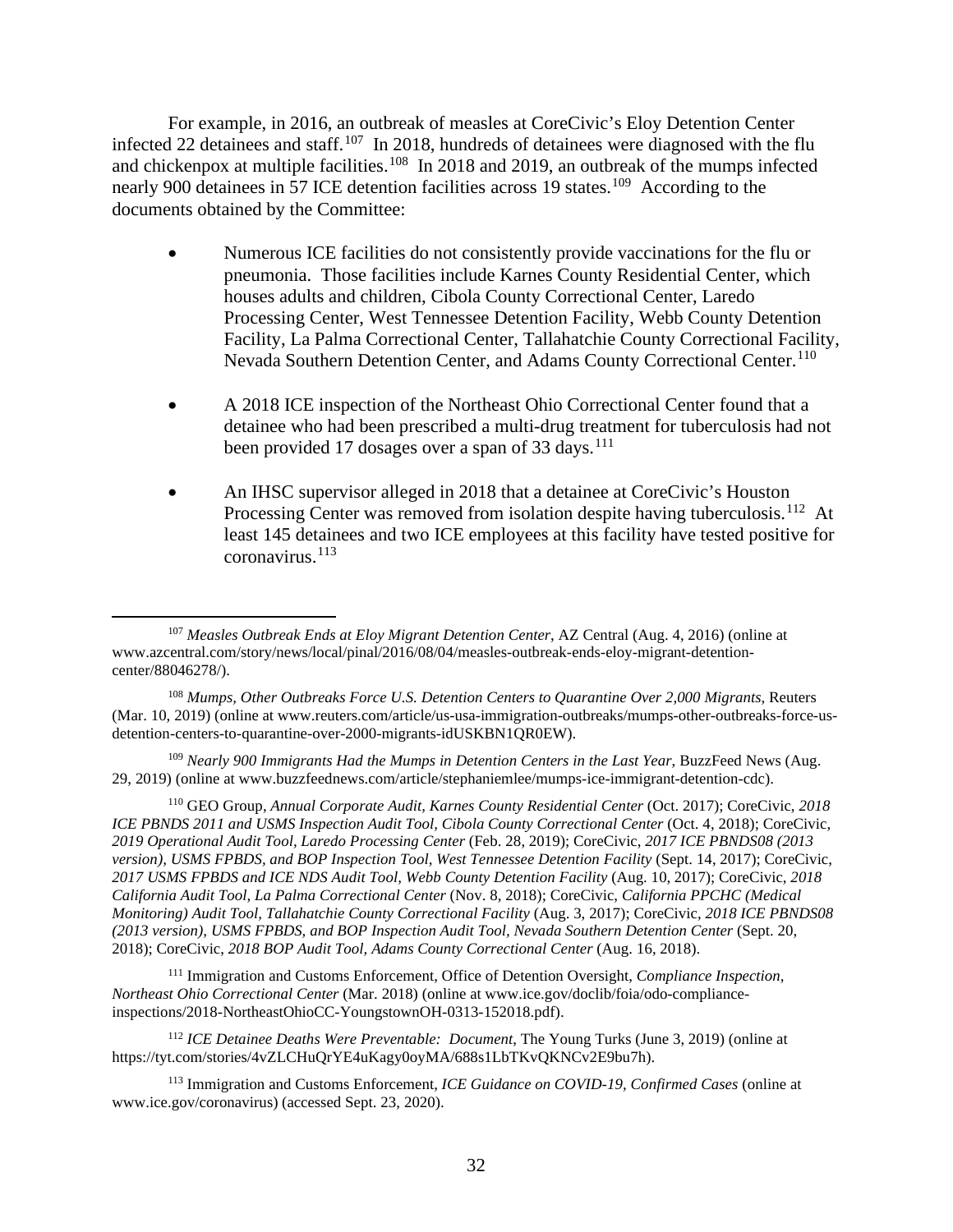For example, in 2016, an outbreak of measles at CoreCivic's Eloy Detention Center infected 22 detainees and staff.[107] In 2018, hundreds of detainees were diagnosed with the flu and chickenpox at multiple facilities.[108] In 2018 and 2019, an outbreak of the mumps infected nearly 900 detainees in 57 ICE detention facilities across 19 states.[109] According to the documents obtained by the Committee:

- Numerous ICE facilities do not consistently provide vaccinations for the flu or pneumonia. Those facilities include Karnes County Residential Center, which houses adults and children, Cibola County Correctional Center, Laredo Processing Center, West Tennessee Detention Facility, Webb County Detention Facility, La Palma Correctional Center, Tallahatchie County Correctional Facility, Nevada Southern Detention Center, and Adams County Correctional Center.[110]

- A 2018 ICE inspection of the Northeast Ohio Correctional Center found that a detainee who had been prescribed a multi-drug treatment for tuberculosis had not been provided 17 dosages over a span of 33 days.[111]

- An IHSC supervisor alleged in 2018 that a detainee at CoreCivic's Houston Processing Center was removed from isolation despite having tuberculosis.[112] At least 145 detainees and two ICE employees at this facility have tested positive for coronavirus.[113]

---

[107] *Measles Outbreak Ends at Eloy Migrant Detention Center*, AZ Central (Aug. 4, 2016) (online at www.azcentral.com/story/news/local/pinal/2016/08/04/measles-outbreak-ends-eloy-migrant-detention-center/88046278/).

[108] *Mumps, Other Outbreaks Force U.S. Detention Centers to Quarantine Over 2,000 Migrants*, Reuters (Mar. 10, 2019) (online at www.reuters.com/article/us-usa-immigration-outbreaks/mumps-other-outbreaks-force-us-detention-centers-to-quarantine-over-2000-migrants-idUSKBN1QR0EW).

[109] *Nearly 900 Immigrants Had the Mumps in Detention Centers in the Last Year*, BuzzFeed News (Aug. 29, 2019) (online at www.buzzfeednews.com/article/stephaniemlee/mumps-ice-immigrant-detention-cdc).

[110] GEO Group, *Annual Corporate Audit, Karnes County Residential Center* (Oct. 2017); CoreCivic, *2018 ICE PBNDS 2011 and USMS Inspection Audit Tool, Cibola County Correctional Center* (Oct. 4, 2018); CoreCivic, *2019 Operational Audit Tool, Laredo Processing Center* (Feb. 28, 2019); CoreCivic, *2017 ICE PBNDS08 (2013 version), USMS FPBDS, and BOP Inspection Tool, West Tennessee Detention Facility* (Sept. 14, 2017); CoreCivic, *2017 USMS FPBDS and ICE NDS Audit Tool, Webb County Detention Facility* (Aug. 10, 2017); CoreCivic, *2018 California Audit Tool, La Palma Correctional Center* (Nov. 8, 2018); CoreCivic, *California PPCHC (Medical Monitoring) Audit Tool, Tallahatchie County Correctional Facility* (Aug. 3, 2017); CoreCivic, *2018 ICE PBNDS08 (2013 version), USMS FPBDS, and BOP Inspection Audit Tool, Nevada Southern Detention Center* (Sept. 20, 2018); CoreCivic, *2018 BOP Audit Tool, Adams County Correctional Center* (Aug. 16, 2018).

[111] Immigration and Customs Enforcement, Office of Detention Oversight, *Compliance Inspection, Northeast Ohio Correctional Center* (Mar. 2018) (online at www.ice.gov/doclib/foia/odo-compliance-inspections/2018-NortheastOhioCC-YoungstownOH-0313-152018.pdf).

[112] *ICE Detainee Deaths Were Preventable: Document*, The Young Turks (June 3, 2019) (online at https://tyt.com/stories/4vZLCHuQrYE4uKagy0oyMA/688s1LbTKvQKNCv2E9bu7h).

[113] Immigration and Customs Enforcement, *ICE Guidance on COVID-19, Confirmed Cases* (online at www.ice.gov/coronavirus) (accessed Sept. 23, 2020).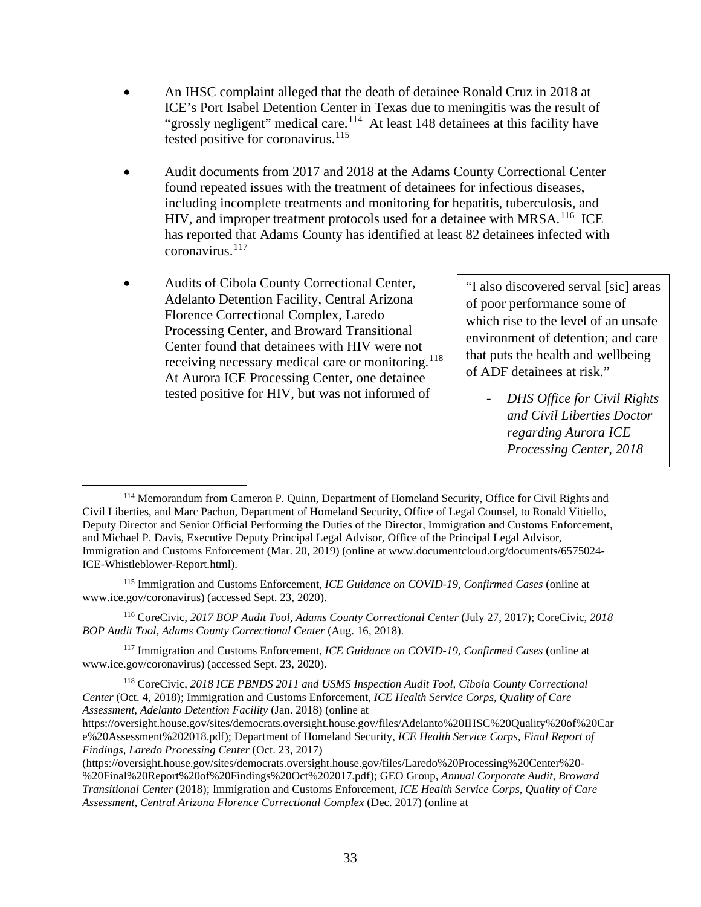- An IHSC complaint alleged that the death of detainee Ronald Cruz in 2018 at ICE's Port Isabel Detention Center in Texas due to meningitis was the result of "grossly negligent" medical care.[114] At least 148 detainees at this facility have tested positive for coronavirus.[115]

- Audit documents from 2017 and 2018 at the Adams County Correctional Center found repeated issues with the treatment of detainees for infectious diseases, including incomplete treatments and monitoring for hepatitis, tuberculosis, and HIV, and improper treatment protocols used for a detainee with MRSA.[116] ICE has reported that Adams County has identified at least 82 detainees infected with coronavirus.[117]

- Audits of Cibola County Correctional Center, Adelanto Detention Facility, Central Arizona Florence Correctional Complex, Laredo Processing Center, and Broward Transitional Center found that detainees with HIV were not receiving necessary medical care or monitoring.[118] At Aurora ICE Processing Center, one detainee tested positive for HIV, but was not informed of

> "I also discovered serval [sic] areas of poor performance some of which rise to the level of an unsafe environment of detention; and care that puts the health and wellbeing of ADF detainees at risk."
>
> - *DHS Office for Civil Rights and Civil Liberties Doctor regarding Aurora ICE Processing Center, 2018*

---

[114] Memorandum from Cameron P. Quinn, Department of Homeland Security, Office for Civil Rights and Civil Liberties, and Marc Pachon, Department of Homeland Security, Office of Legal Counsel, to Ronald Vitiello, Deputy Director and Senior Official Performing the Duties of the Director, Immigration and Customs Enforcement, and Michael P. Davis, Executive Deputy Principal Legal Advisor, Office of the Principal Legal Advisor, Immigration and Customs Enforcement (Mar. 20, 2019) (online at www.documentcloud.org/documents/6575024-ICE-Whistleblower-Report.html).

[115] Immigration and Customs Enforcement, *ICE Guidance on COVID-19, Confirmed Cases* (online at www.ice.gov/coronavirus) (accessed Sept. 23, 2020).

[116] CoreCivic, *2017 BOP Audit Tool, Adams County Correctional Center* (July 27, 2017); CoreCivic, *2018 BOP Audit Tool, Adams County Correctional Center* (Aug. 16, 2018).

[117] Immigration and Customs Enforcement, *ICE Guidance on COVID-19, Confirmed Cases* (online at www.ice.gov/coronavirus) (accessed Sept. 23, 2020).

[118] CoreCivic, *2018 ICE PBNDS 2011 and USMS Inspection Audit Tool, Cibola County Correctional Center* (Oct. 4, 2018); Immigration and Customs Enforcement, *ICE Health Service Corps, Quality of Care Assessment, Adelanto Detention Facility* (Jan. 2018) (online at https://oversight.house.gov/sites/democrats.oversight.house.gov/files/Adelanto%20IHSC%20Quality%20of%20Care%20Assessment%202018.pdf); Department of Homeland Security, *ICE Health Service Corps, Final Report of Findings, Laredo Processing Center* (Oct. 23, 2017) (https://oversight.house.gov/sites/democrats.oversight.house.gov/files/Laredo%20Processing%20Center%20-%20Final%20Report%20of%20Findings%20Oct%202017.pdf); GEO Group, *Annual Corporate Audit, Broward Transitional Center* (2018); Immigration and Customs Enforcement, *ICE Health Service Corps, Quality of Care Assessment, Central Arizona Florence Correctional Complex* (Dec. 2017) (online at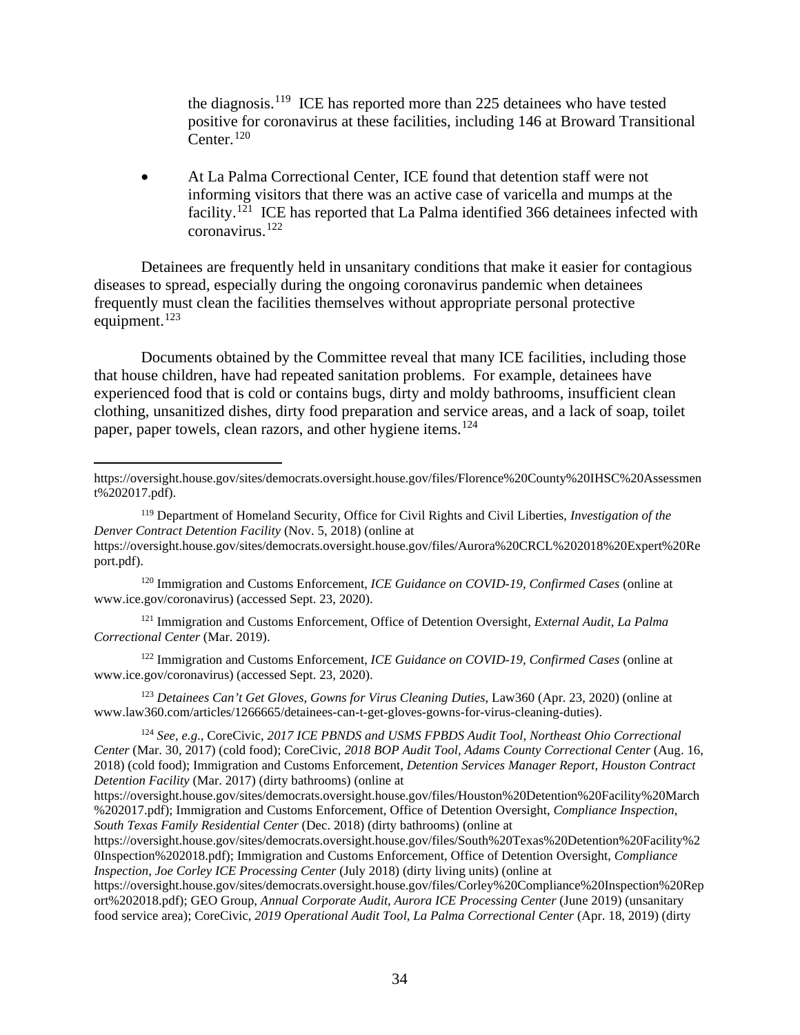the diagnosis.[119] ICE has reported more than 225 detainees who have tested positive for coronavirus at these facilities, including 146 at Broward Transitional Center.[120]

- At La Palma Correctional Center, ICE found that detention staff were not informing visitors that there was an active case of varicella and mumps at the facility.[121] ICE has reported that La Palma identified 366 detainees infected with coronavirus.[122]

Detainees are frequently held in unsanitary conditions that make it easier for contagious diseases to spread, especially during the ongoing coronavirus pandemic when detainees frequently must clean the facilities themselves without appropriate personal protective equipment.[123]

Documents obtained by the Committee reveal that many ICE facilities, including those that house children, have had repeated sanitation problems. For example, detainees have experienced food that is cold or contains bugs, dirty and moldy bathrooms, insufficient clean clothing, unsanitized dishes, dirty food preparation and service areas, and a lack of soap, toilet paper, paper towels, clean razors, and other hygiene items.[124]

---

https://oversight.house.gov/sites/democrats.oversight.house.gov/files/Florence%20County%20IHSC%20Assessment%202017.pdf).

[119] Department of Homeland Security, Office for Civil Rights and Civil Liberties, *Investigation of the Denver Contract Detention Facility* (Nov. 5, 2018) (online at https://oversight.house.gov/sites/democrats.oversight.house.gov/files/Aurora%20CRCL%202018%20Expert%20Report.pdf).

[120] Immigration and Customs Enforcement, *ICE Guidance on COVID-19, Confirmed Cases* (online at www.ice.gov/coronavirus) (accessed Sept. 23, 2020).

[121] Immigration and Customs Enforcement, Office of Detention Oversight, *External Audit, La Palma Correctional Center* (Mar. 2019).

[122] Immigration and Customs Enforcement, *ICE Guidance on COVID-19, Confirmed Cases* (online at www.ice.gov/coronavirus) (accessed Sept. 23, 2020).

[123] *Detainees Can't Get Gloves, Gowns for Virus Cleaning Duties*, Law360 (Apr. 23, 2020) (online at www.law360.com/articles/1266665/detainees-can-t-get-gloves-gowns-for-virus-cleaning-duties).

[124] *See, e.g.*, CoreCivic, *2017 ICE PBNDS and USMS FPBDS Audit Tool, Northeast Ohio Correctional Center* (Mar. 30, 2017) (cold food); CoreCivic, *2018 BOP Audit Tool, Adams County Correctional Center* (Aug. 16, 2018) (cold food); Immigration and Customs Enforcement, *Detention Services Manager Report, Houston Contract Detention Facility* (Mar. 2017) (dirty bathrooms) (online at https://oversight.house.gov/sites/democrats.oversight.house.gov/files/Houston%20Detention%20Facility%20March%202017.pdf); Immigration and Customs Enforcement, Office of Detention Oversight, *Compliance Inspection, South Texas Family Residential Center* (Dec. 2018) (dirty bathrooms) (online at https://oversight.house.gov/sites/democrats.oversight.house.gov/files/South%20Texas%20Detention%20Facility%20Inspection%202018.pdf); Immigration and Customs Enforcement, Office of Detention Oversight, *Compliance Inspection, Joe Corley ICE Processing Center* (July 2018) (dirty living units) (online at https://oversight.house.gov/sites/democrats.oversight.house.gov/files/Corley%20Compliance%20Inspection%20Report%202018.pdf); GEO Group, *Annual Corporate Audit, Aurora ICE Processing Center* (June 2019) (unsanitary food service area); CoreCivic, *2019 Operational Audit Tool, La Palma Correctional Center* (Apr. 18, 2019) (dirty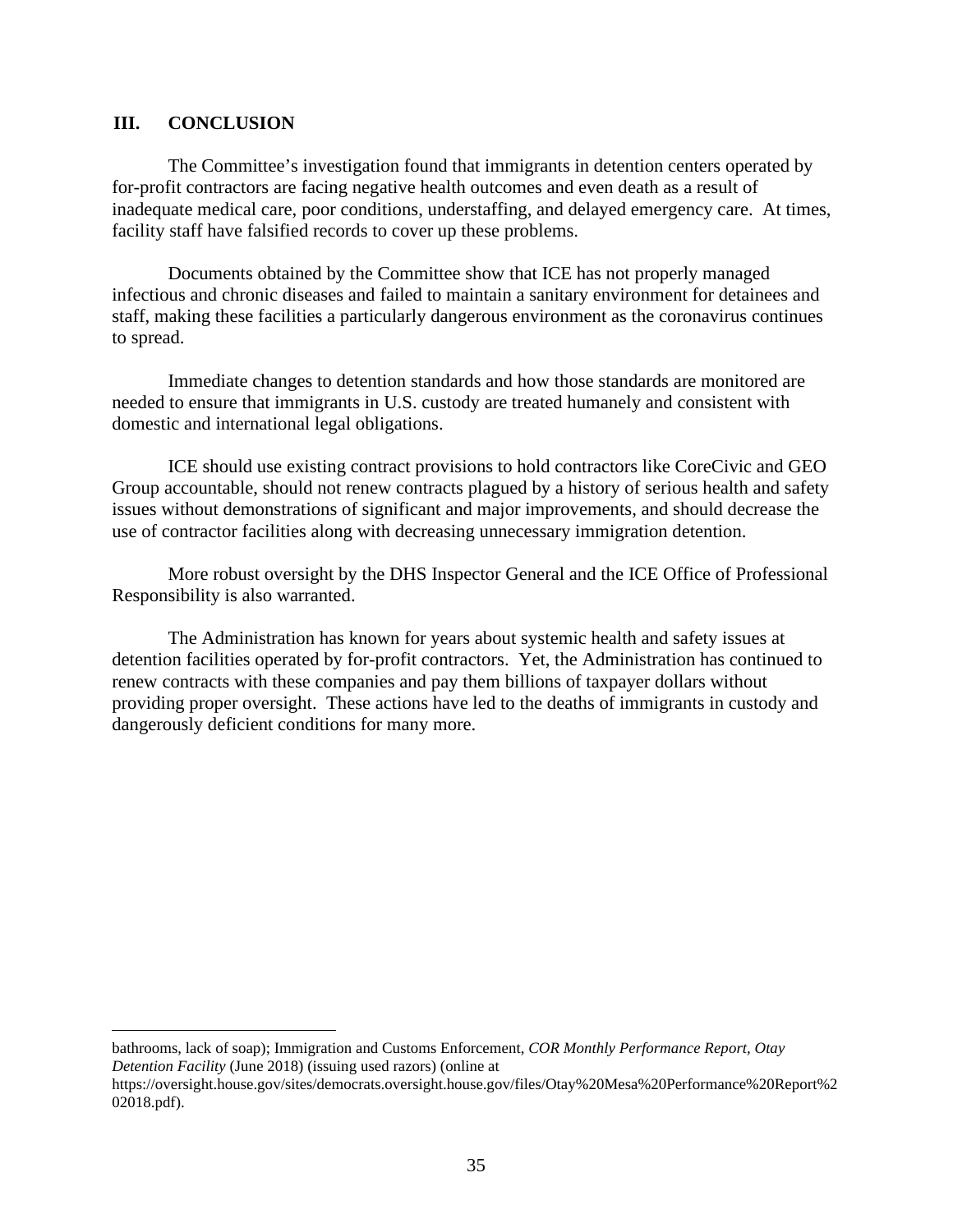## III. CONCLUSION

The Committee's investigation found that immigrants in detention centers operated by for-profit contractors are facing negative health outcomes and even death as a result of inadequate medical care, poor conditions, understaffing, and delayed emergency care. At times, facility staff have falsified records to cover up these problems.

Documents obtained by the Committee show that ICE has not properly managed infectious and chronic diseases and failed to maintain a sanitary environment for detainees and staff, making these facilities a particularly dangerous environment as the coronavirus continues to spread.

Immediate changes to detention standards and how those standards are monitored are needed to ensure that immigrants in U.S. custody are treated humanely and consistent with domestic and international legal obligations.

ICE should use existing contract provisions to hold contractors like CoreCivic and GEO Group accountable, should not renew contracts plagued by a history of serious health and safety issues without demonstrations of significant and major improvements, and should decrease the use of contractor facilities along with decreasing unnecessary immigration detention.

More robust oversight by the DHS Inspector General and the ICE Office of Professional Responsibility is also warranted.

The Administration has known for years about systemic health and safety issues at detention facilities operated by for-profit contractors. Yet, the Administration has continued to renew contracts with these companies and pay them billions of taxpayer dollars without providing proper oversight. These actions have led to the deaths of immigrants in custody and dangerously deficient conditions for many more.

---

bathrooms, lack of soap); Immigration and Customs Enforcement, *COR Monthly Performance Report, Otay Detention Facility* (June 2018) (issuing used razors) (online at https://oversight.house.gov/sites/democrats.oversight.house.gov/files/Otay%20Mesa%20Performance%20Report%202018.pdf).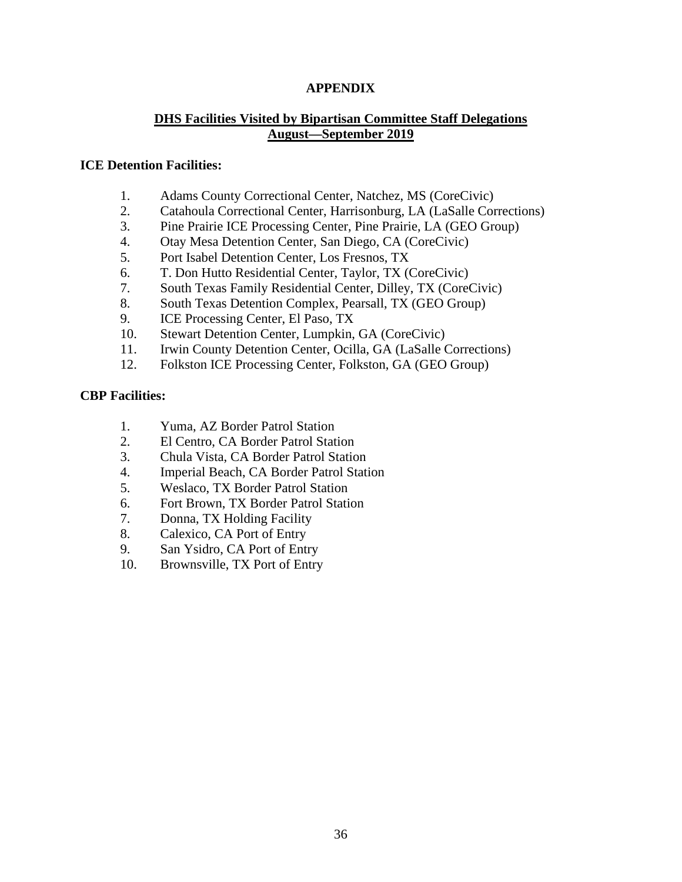# APPENDIX

## DHS Facilities Visited by Bipartisan Committee Staff Delegations August—September 2019

**ICE Detention Facilities:**

1. Adams County Correctional Center, Natchez, MS (CoreCivic)
2. Catahoula Correctional Center, Harrisonburg, LA (LaSalle Corrections)
3. Pine Prairie ICE Processing Center, Pine Prairie, LA (GEO Group)
4. Otay Mesa Detention Center, San Diego, CA (CoreCivic)
5. Port Isabel Detention Center, Los Fresnos, TX
6. T. Don Hutto Residential Center, Taylor, TX (CoreCivic)
7. South Texas Family Residential Center, Dilley, TX (CoreCivic)
8. South Texas Detention Complex, Pearsall, TX (GEO Group)
9. ICE Processing Center, El Paso, TX
10. Stewart Detention Center, Lumpkin, GA (CoreCivic)
11. Irwin County Detention Center, Ocilla, GA (LaSalle Corrections)
12. Folkston ICE Processing Center, Folkston, GA (GEO Group)

**CBP Facilities:**

1. Yuma, AZ Border Patrol Station
2. El Centro, CA Border Patrol Station
3. Chula Vista, CA Border Patrol Station
4. Imperial Beach, CA Border Patrol Station
5. Weslaco, TX Border Patrol Station
6. Fort Brown, TX Border Patrol Station
7. Donna, TX Holding Facility
8. Calexico, CA Port of Entry
9. San Ysidro, CA Port of Entry
10. Brownsville, TX Port of Entry